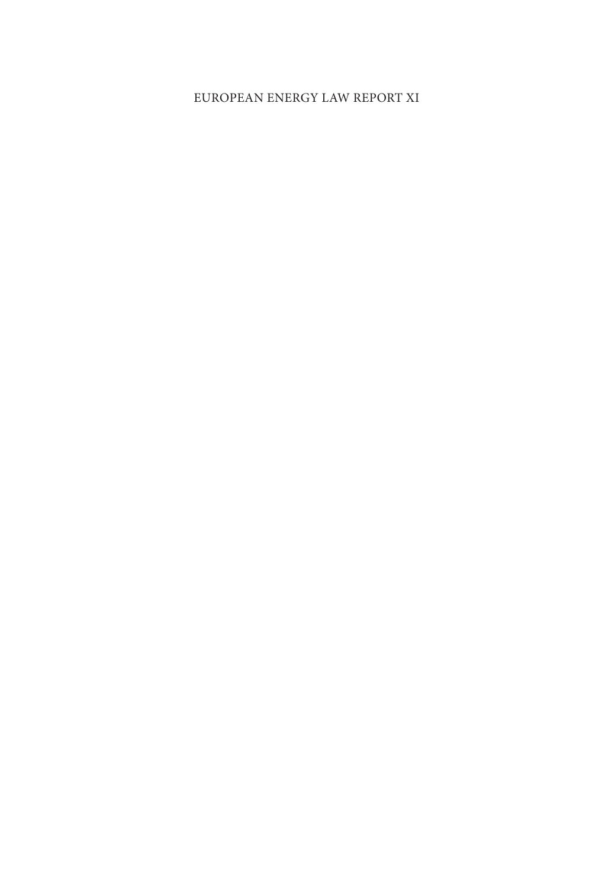# EUROPEAN ENERGY LAW REPORT XI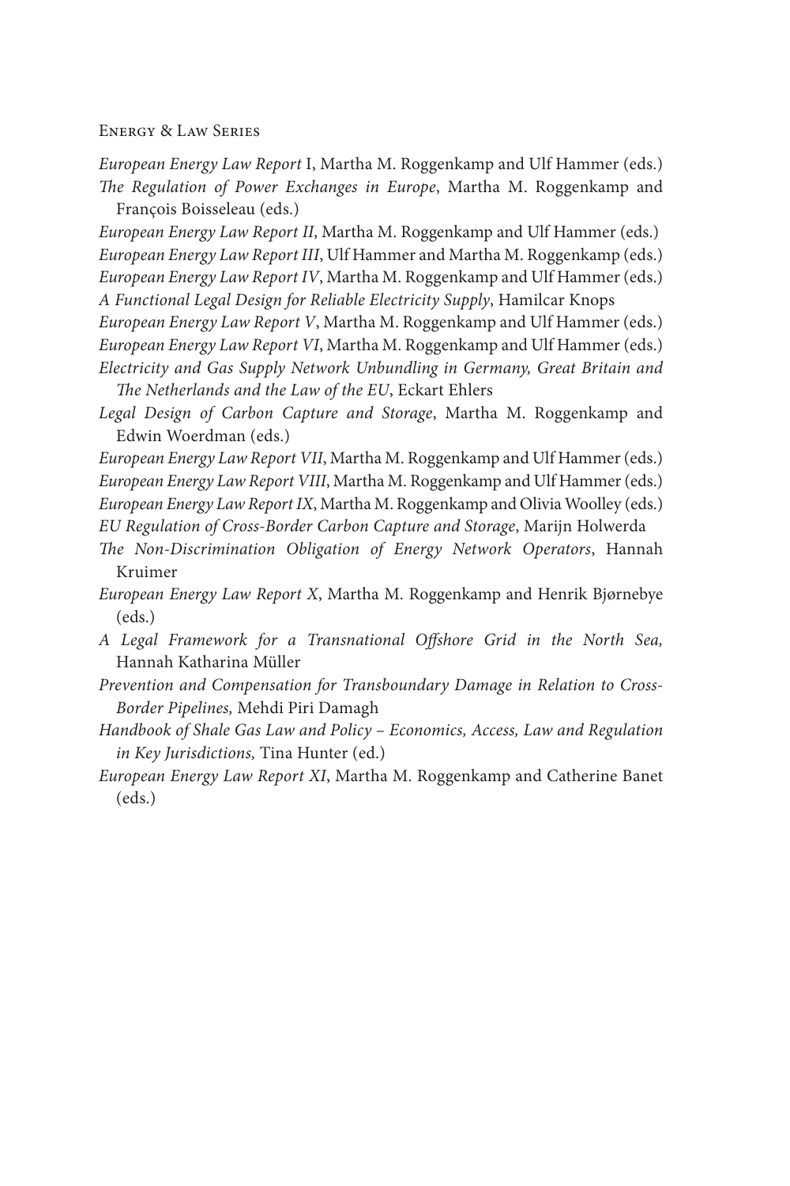Energy & Law Series

*European Energy Law Report* I, Martha M. Roggenkamp and Ulf Hammer (eds.)

*The Regulation of Power Exchanges in Europe*, Martha M. Roggenkamp and François Boisseleau (eds.)

*European Energy Law Report II*, Martha M. Roggenkamp and Ulf Hammer (eds.)

*European Energy Law Report III*, Ulf Hammer and Martha M. Roggenkamp (eds.)

*European Energy Law Report IV*, Martha M. Roggenkamp and Ulf Hammer (eds.)

*A Functional Legal Design for Reliable Electricity Supply*, Hamilcar Knops

*European Energy Law Report V*, Martha M. Roggenkamp and Ulf Hammer (eds.)

*European Energy Law Report VI*, Martha M. Roggenkamp and Ulf Hammer (eds.)

*Electricity and Gas Supply Network Unbundling in Germany, Great Britain and The Netherlands and the Law of the EU*, Eckart Ehlers

*Legal Design of Carbon Capture and Storage*, Martha M. Roggenkamp and Edwin Woerdman (eds.)

*European Energy Law Report VII*, Martha M. Roggenkamp and Ulf Hammer (eds.)

*European Energy Law Report VIII*, Martha M. Roggenkamp and Ulf Hammer (eds.)

*European Energy Law Report IX*, Martha M. Roggenkamp and Olivia Woolley (eds.)

*EU Regulation of Cross-Border Carbon Capture and Storage*, Marijn Holwerda

*The Non-Discrimination Obligation of Energy Network Operators*, Hannah Kruimer

*European Energy Law Report X*, Martha M. Roggenkamp and Henrik Bjørnebye (eds.)

*A Legal Framework for a Transnational Offshore Grid in the North Sea,* Hannah Katharina Müller

*Prevention and Compensation for Transboundary Damage in Relation to Cross-Border Pipelines,* Mehdi Piri Damagh

*Handbook of Shale Gas Law and Policy – Economics, Access, Law and Regulation in Key Jurisdictions,* Tina Hunter (ed.)

*European Energy Law Report XI*, Martha M. Roggenkamp and Catherine Banet (eds.)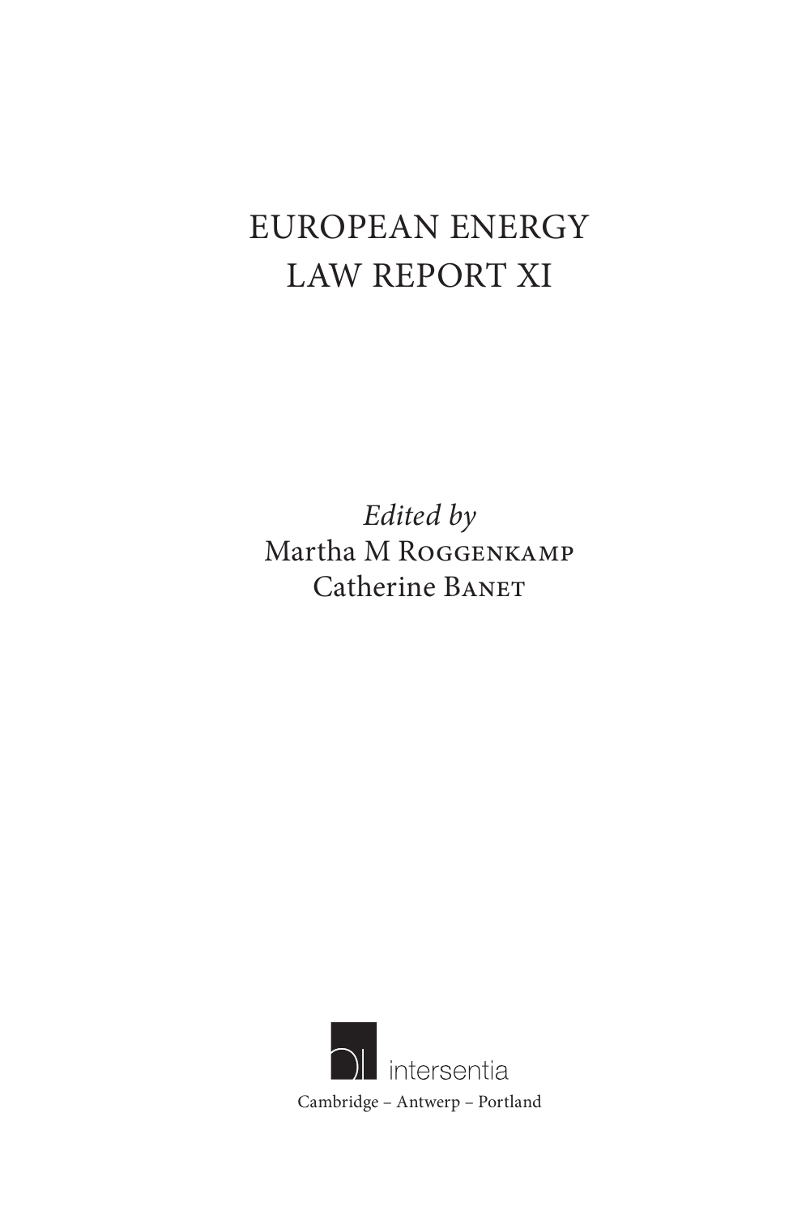# EUROPEAN ENERGY LAW REPORT XI

*Edited by*
Martha M Roggenkamp
Catherine Banet

intersentia
Cambridge – Antwerp – Portland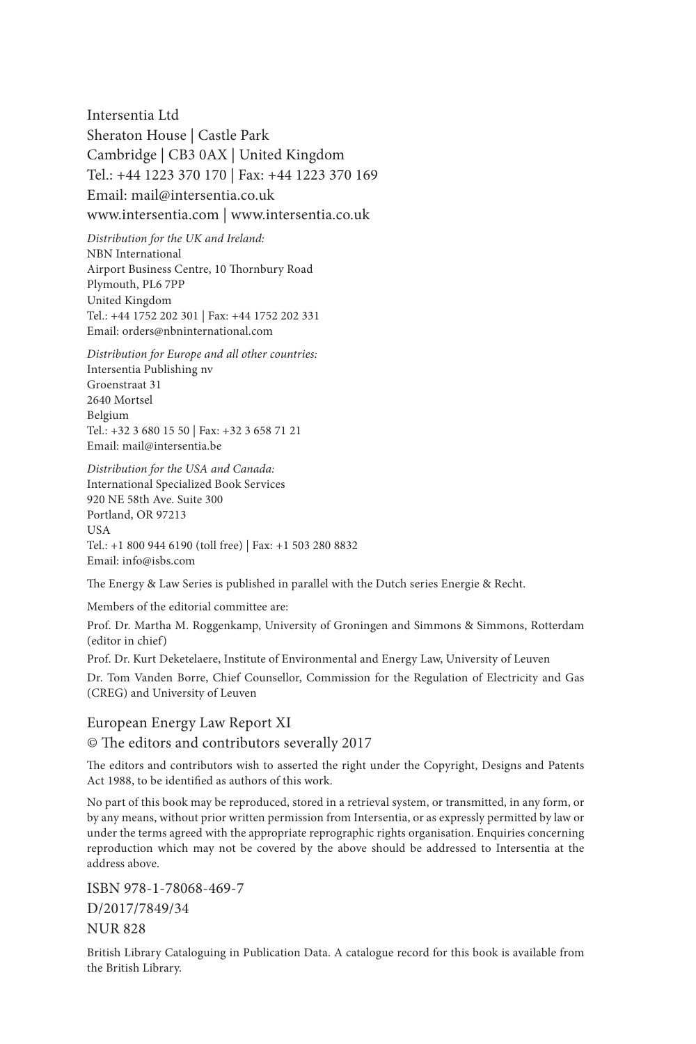Intersentia Ltd
Sheraton House | Castle Park
Cambridge | CB3 0AX | United Kingdom
Tel.: +44 1223 370 170 | Fax: +44 1223 370 169
Email: mail@intersentia.co.uk
www.intersentia.com | www.intersentia.co.uk

*Distribution for the UK and Ireland:*
NBN International
Airport Business Centre, 10 Thornbury Road
Plymouth, PL6 7PP
United Kingdom
Tel.: +44 1752 202 301 | Fax: +44 1752 202 331
Email: orders@nbninternational.com

*Distribution for Europe and all other countries:*
Intersentia Publishing nv
Groenstraat 31
2640 Mortsel
Belgium
Tel.: +32 3 680 15 50 | Fax: +32 3 658 71 21
Email: mail@intersentia.be

*Distribution for the USA and Canada:*
International Specialized Book Services
920 NE 58th Ave. Suite 300
Portland, OR 97213
USA
Tel.: +1 800 944 6190 (toll free) | Fax: +1 503 280 8832
Email: info@isbs.com

The Energy & Law Series is published in parallel with the Dutch series Energie & Recht.

Members of the editorial committee are:

Prof. Dr. Martha M. Roggenkamp, University of Groningen and Simmons & Simmons, Rotterdam (editor in chief)

Prof. Dr. Kurt Deketelaere, Institute of Environmental and Energy Law, University of Leuven

Dr. Tom Vanden Borre, Chief Counsellor, Commission for the Regulation of Electricity and Gas (CREG) and University of Leuven

European Energy Law Report XI
© The editors and contributors severally 2017

The editors and contributors wish to asserted the right under the Copyright, Designs and Patents Act 1988, to be identified as authors of this work.

No part of this book may be reproduced, stored in a retrieval system, or transmitted, in any form, or by any means, without prior written permission from Intersentia, or as expressly permitted by law or under the terms agreed with the appropriate reprographic rights organisation. Enquiries concerning reproduction which may not be covered by the above should be addressed to Intersentia at the address above.

ISBN 978-1-78068-469-7
D/2017/7849/34
NUR 828

British Library Cataloguing in Publication Data. A catalogue record for this book is available from the British Library.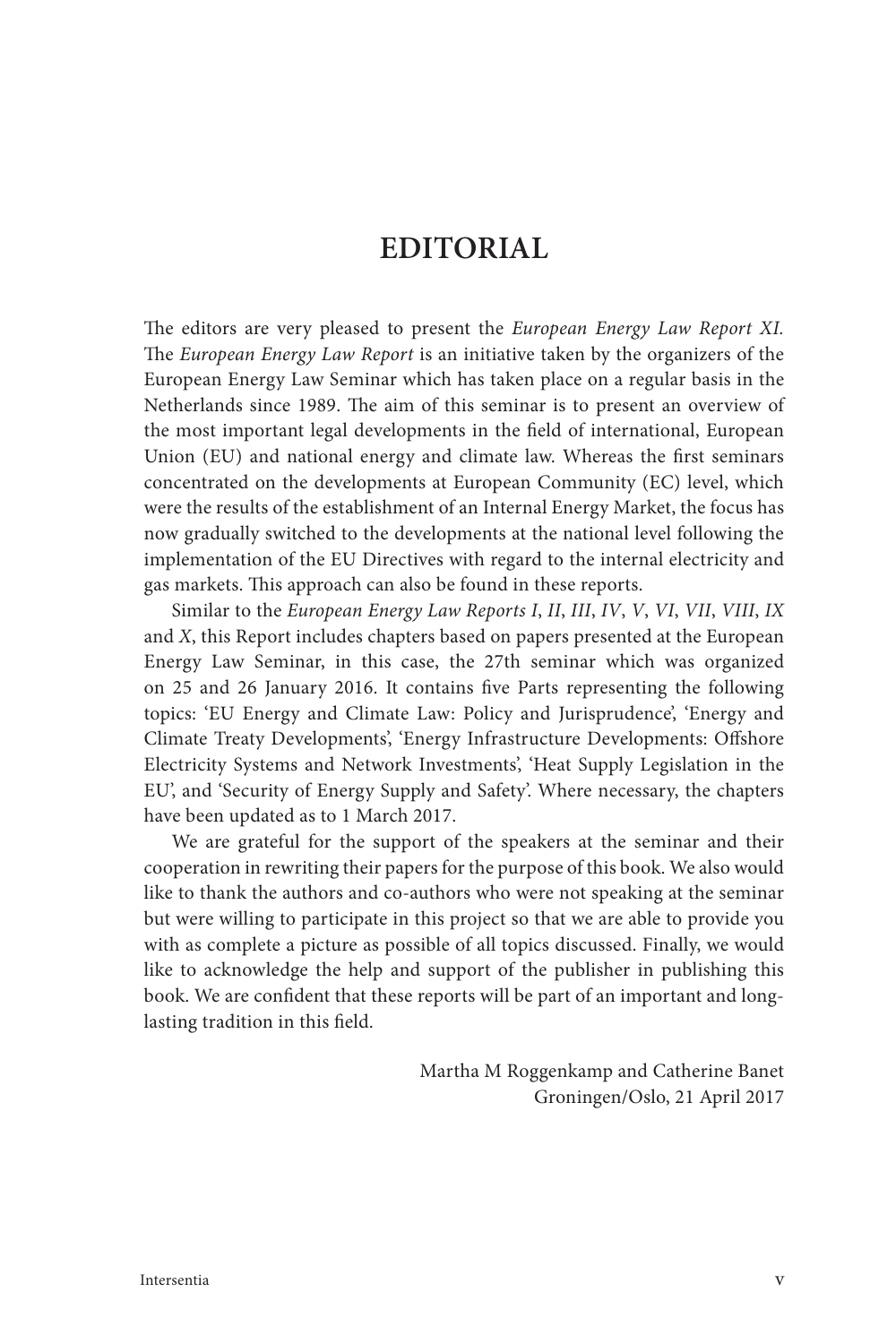# EDITORIAL

The editors are very pleased to present the *European Energy Law Report XI*. The *European Energy Law Report* is an initiative taken by the organizers of the European Energy Law Seminar which has taken place on a regular basis in the Netherlands since 1989. The aim of this seminar is to present an overview of the most important legal developments in the field of international, European Union (EU) and national energy and climate law. Whereas the first seminars concentrated on the developments at European Community (EC) level, which were the results of the establishment of an Internal Energy Market, the focus has now gradually switched to the developments at the national level following the implementation of the EU Directives with regard to the internal electricity and gas markets. This approach can also be found in these reports.

Similar to the *European Energy Law Reports I*, *II*, *III*, *IV*, *V*, *VI*, *VII*, *VIII*, *IX* and *X*, this Report includes chapters based on papers presented at the European Energy Law Seminar, in this case, the 27th seminar which was organized on 25 and 26 January 2016. It contains five Parts representing the following topics: 'EU Energy and Climate Law: Policy and Jurisprudence', 'Energy and Climate Treaty Developments', 'Energy Infrastructure Developments: Offshore Electricity Systems and Network Investments', 'Heat Supply Legislation in the EU', and 'Security of Energy Supply and Safety'. Where necessary, the chapters have been updated as to 1 March 2017.

We are grateful for the support of the speakers at the seminar and their cooperation in rewriting their papers for the purpose of this book. We also would like to thank the authors and co-authors who were not speaking at the seminar but were willing to participate in this project so that we are able to provide you with as complete a picture as possible of all topics discussed. Finally, we would like to acknowledge the help and support of the publisher in publishing this book. We are confident that these reports will be part of an important and long-lasting tradition in this field.

Martha M Roggenkamp and Catherine Banet
Groningen/Oslo, 21 April 2017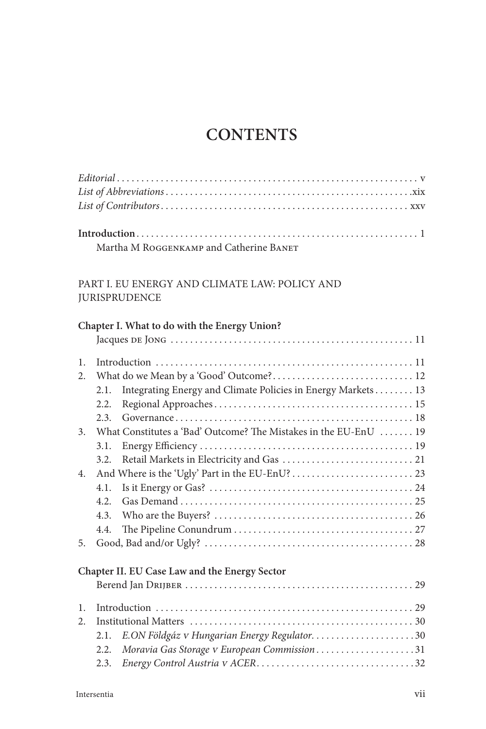# CONTENTS

*Editorial* . . . . . . . . . . . . . . . . . . . . . . . . . . . . . . . . . . . . . . . . . . . . . . . . . . . . . . . . . . . . . v
*List of Abbreviations* . . . . . . . . . . . . . . . . . . . . . . . . . . . . . . . . . . . . . . . . . . . . . . . . . . xix
*List of Contributors* . . . . . . . . . . . . . . . . . . . . . . . . . . . . . . . . . . . . . . . . . . . . . . . . . . . xxv

**Introduction** . . . . . . . . . . . . . . . . . . . . . . . . . . . . . . . . . . . . . . . . . . . . . . . . . . . . . . . . . 1
Martha M Roggenkamp and Catherine Banet

PART I. EU ENERGY AND CLIMATE LAW: POLICY AND JURISPRUDENCE

**Chapter I. What to do with the Energy Union?**
Jacques de Jong . . . . . . . . . . . . . . . . . . . . . . . . . . . . . . . . . . . . . . . . . . . . . . . . . . . 11

1. Introduction . . . . . . . . . . . . . . . . . . . . . . . . . . . . . . . . . . . . . . . . . . . . . . . . . . . . . . 11
2. What do we Mean by a 'Good' Outcome? . . . . . . . . . . . . . . . . . . . . . . . . . . . . . 12
   2.1. Integrating Energy and Climate Policies in Energy Markets . . . . . . . . 13
   2.2. Regional Approaches . . . . . . . . . . . . . . . . . . . . . . . . . . . . . . . . . . . . . . . . . 15
   2.3. Governance . . . . . . . . . . . . . . . . . . . . . . . . . . . . . . . . . . . . . . . . . . . . . . . . . 18
3. What Constitutes a 'Bad' Outcome? The Mistakes in the EU-EnU . . . . . . . 19
   3.1. Energy Efficiency . . . . . . . . . . . . . . . . . . . . . . . . . . . . . . . . . . . . . . . . . . . . 19
   3.2. Retail Markets in Electricity and Gas . . . . . . . . . . . . . . . . . . . . . . . . . . . 21
4. And Where is the 'Ugly' Part in the EU-EnU? . . . . . . . . . . . . . . . . . . . . . . . . . 23
   4.1. Is it Energy or Gas? . . . . . . . . . . . . . . . . . . . . . . . . . . . . . . . . . . . . . . . . . . 24
   4.2. Gas Demand . . . . . . . . . . . . . . . . . . . . . . . . . . . . . . . . . . . . . . . . . . . . . . . . 25
   4.3. Who are the Buyers? . . . . . . . . . . . . . . . . . . . . . . . . . . . . . . . . . . . . . . . . . 26
   4.4. The Pipeline Conundrum . . . . . . . . . . . . . . . . . . . . . . . . . . . . . . . . . . . . . 27
5. Good, Bad and/or Ugly? . . . . . . . . . . . . . . . . . . . . . . . . . . . . . . . . . . . . . . . . . . . 28

**Chapter II. EU Case Law and the Energy Sector**
Berend Jan Drijber . . . . . . . . . . . . . . . . . . . . . . . . . . . . . . . . . . . . . . . . . . . . . . . . 29

1. Introduction . . . . . . . . . . . . . . . . . . . . . . . . . . . . . . . . . . . . . . . . . . . . . . . . . . . . . . 29
2. Institutional Matters . . . . . . . . . . . . . . . . . . . . . . . . . . . . . . . . . . . . . . . . . . . . . . 30
   2.1. *E.ON Földgáz v Hungarian Energy Regulator* . . . . . . . . . . . . . . . . . . . . . 30
   2.2. *Moravia Gas Storage v European Commission* . . . . . . . . . . . . . . . . . . . . 31
   2.3. *Energy Control Austria v ACER* . . . . . . . . . . . . . . . . . . . . . . . . . . . . . . . . 32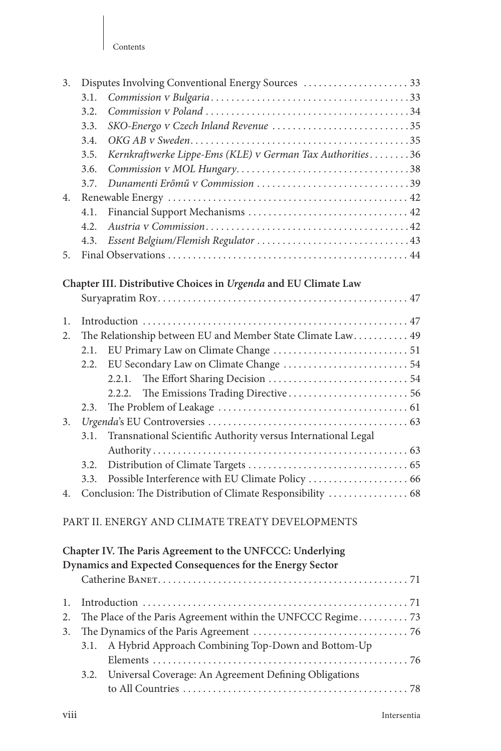3. Disputes Involving Conventional Energy Sources ..................... 33
   - 3.1. *Commission v Bulgaria* ..................... 33
   - 3.2. *Commission v Poland* ..................... 34
   - 3.3. *SKO-Energo v Czech Inland Revenue* ..................... 35
   - 3.4. *OKG AB v Sweden* ..................... 35
   - 3.5. *Kernkraftwerke Lippe-Ems (KLE) v German Tax Authorities* ..................... 36
   - 3.6. *Commission v MOL Hungary* ..................... 38
   - 3.7. *Dunamenti Erőmű v Commission* ..................... 39
4. Renewable Energy ..................... 42
   - 4.1. Financial Support Mechanisms ..................... 42
   - 4.2. *Austria v Commission* ..................... 42
   - 4.3. *Essent Belgium/Flemish Regulator* ..................... 43
5. Final Observations ..................... 44

**Chapter III. Distributive Choices in *Urgenda* and EU Climate Law**
Suryapratim Roy ..................... 47

1. Introduction ..................... 47
2. The Relationship between EU and Member State Climate Law ..................... 49
   - 2.1. EU Primary Law on Climate Change ..................... 51
   - 2.2. EU Secondary Law on Climate Change ..................... 54
     - 2.2.1. The Effort Sharing Decision ..................... 54
     - 2.2.2. The Emissions Trading Directive ..................... 56
   - 2.3. The Problem of Leakage ..................... 61
3. *Urgenda*'s EU Controversies ..................... 63
   - 3.1. Transnational Scientific Authority versus International Legal Authority ..................... 63
   - 3.2. Distribution of Climate Targets ..................... 65
   - 3.3. Possible Interference with EU Climate Policy ..................... 66
4. Conclusion: The Distribution of Climate Responsibility ..................... 68

PART II. ENERGY AND CLIMATE TREATY DEVELOPMENTS

**Chapter IV. The Paris Agreement to the UNFCCC: Underlying Dynamics and Expected Consequences for the Energy Sector**
Catherine Banet ..................... 71

1. Introduction ..................... 71
2. The Place of the Paris Agreement within the UNFCCC Regime ..................... 73
3. The Dynamics of the Paris Agreement ..................... 76
   - 3.1. A Hybrid Approach Combining Top-Down and Bottom-Up Elements ..................... 76
   - 3.2. Universal Coverage: An Agreement Defining Obligations to All Countries ..................... 78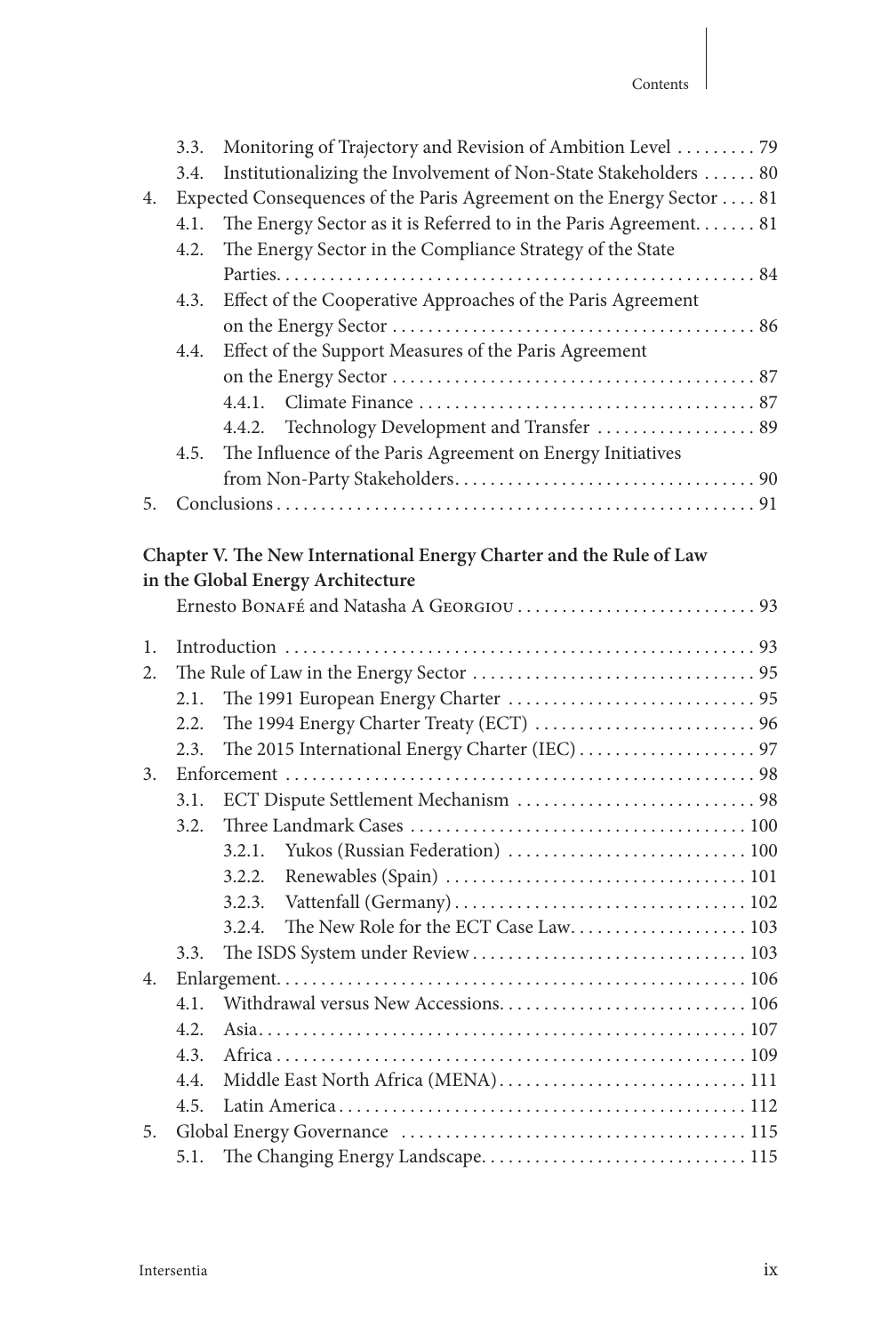3.3. Monitoring of Trajectory and Revision of Ambition Level . . . . . . . . . 79

3.4. Institutionalizing the Involvement of Non-State Stakeholders . . . . . . 80

4. Expected Consequences of the Paris Agreement on the Energy Sector . . . . 81

4.1. The Energy Sector as it is Referred to in the Paris Agreement. . . . . . . 81

4.2. The Energy Sector in the Compliance Strategy of the State Parties. . . . . . . . . . . . . . . . . . . . . . . . . . . . . . . . . . . . . . . . . . . . . . . . . . . . . 84

4.3. Effect of the Cooperative Approaches of the Paris Agreement on the Energy Sector . . . . . . . . . . . . . . . . . . . . . . . . . . . . . . . . . . . . . . . . 86

4.4. Effect of the Support Measures of the Paris Agreement on the Energy Sector . . . . . . . . . . . . . . . . . . . . . . . . . . . . . . . . . . . . . . . . 87

4.4.1. Climate Finance . . . . . . . . . . . . . . . . . . . . . . . . . . . . . . . . . . . . . 87

4.4.2. Technology Development and Transfer . . . . . . . . . . . . . . . . . . 89

4.5. The Influence of the Paris Agreement on Energy Initiatives from Non-Party Stakeholders. . . . . . . . . . . . . . . . . . . . . . . . . . . . . . . . . 90

5. Conclusions . . . . . . . . . . . . . . . . . . . . . . . . . . . . . . . . . . . . . . . . . . . . . . . . . . . . 91

**Chapter V. The New International Energy Charter and the Rule of Law in the Global Energy Architecture**

Ernesto Bonafé and Natasha A Georgiou . . . . . . . . . . . . . . . . . . . . . . . . . . . 93

1. Introduction . . . . . . . . . . . . . . . . . . . . . . . . . . . . . . . . . . . . . . . . . . . . . . . . . . . . 93

2. The Rule of Law in the Energy Sector . . . . . . . . . . . . . . . . . . . . . . . . . . . . . . . 95

2.1. The 1991 European Energy Charter . . . . . . . . . . . . . . . . . . . . . . . . . . . . 95

2.2. The 1994 Energy Charter Treaty (ECT) . . . . . . . . . . . . . . . . . . . . . . . . . 96

2.3. The 2015 International Energy Charter (IEC) . . . . . . . . . . . . . . . . . . . . 97

3. Enforcement . . . . . . . . . . . . . . . . . . . . . . . . . . . . . . . . . . . . . . . . . . . . . . . . . . . 98

3.1. ECT Dispute Settlement Mechanism . . . . . . . . . . . . . . . . . . . . . . . . . . . 98

3.2. Three Landmark Cases . . . . . . . . . . . . . . . . . . . . . . . . . . . . . . . . . . . . . 100

3.2.1. Yukos (Russian Federation) . . . . . . . . . . . . . . . . . . . . . . . . . . . 100

3.2.2. Renewables (Spain) . . . . . . . . . . . . . . . . . . . . . . . . . . . . . . . . . 101

3.2.3. Vattenfall (Germany) . . . . . . . . . . . . . . . . . . . . . . . . . . . . . . . . 102

3.2.4. The New Role for the ECT Case Law. . . . . . . . . . . . . . . . . . . . 103

3.3. The ISDS System under Review . . . . . . . . . . . . . . . . . . . . . . . . . . . . . . 103

4. Enlargement. . . . . . . . . . . . . . . . . . . . . . . . . . . . . . . . . . . . . . . . . . . . . . . . . . . 106

4.1. Withdrawal versus New Accessions. . . . . . . . . . . . . . . . . . . . . . . . . . . . 106

4.2. Asia. . . . . . . . . . . . . . . . . . . . . . . . . . . . . . . . . . . . . . . . . . . . . . . . . . . . . 107

4.3. Africa . . . . . . . . . . . . . . . . . . . . . . . . . . . . . . . . . . . . . . . . . . . . . . . . . . . 109

4.4. Middle East North Africa (MENA). . . . . . . . . . . . . . . . . . . . . . . . . . . . 111

4.5. Latin America . . . . . . . . . . . . . . . . . . . . . . . . . . . . . . . . . . . . . . . . . . . . . 112

5. Global Energy Governance . . . . . . . . . . . . . . . . . . . . . . . . . . . . . . . . . . . . . . . 115

5.1. The Changing Energy Landscape. . . . . . . . . . . . . . . . . . . . . . . . . . . . . . 115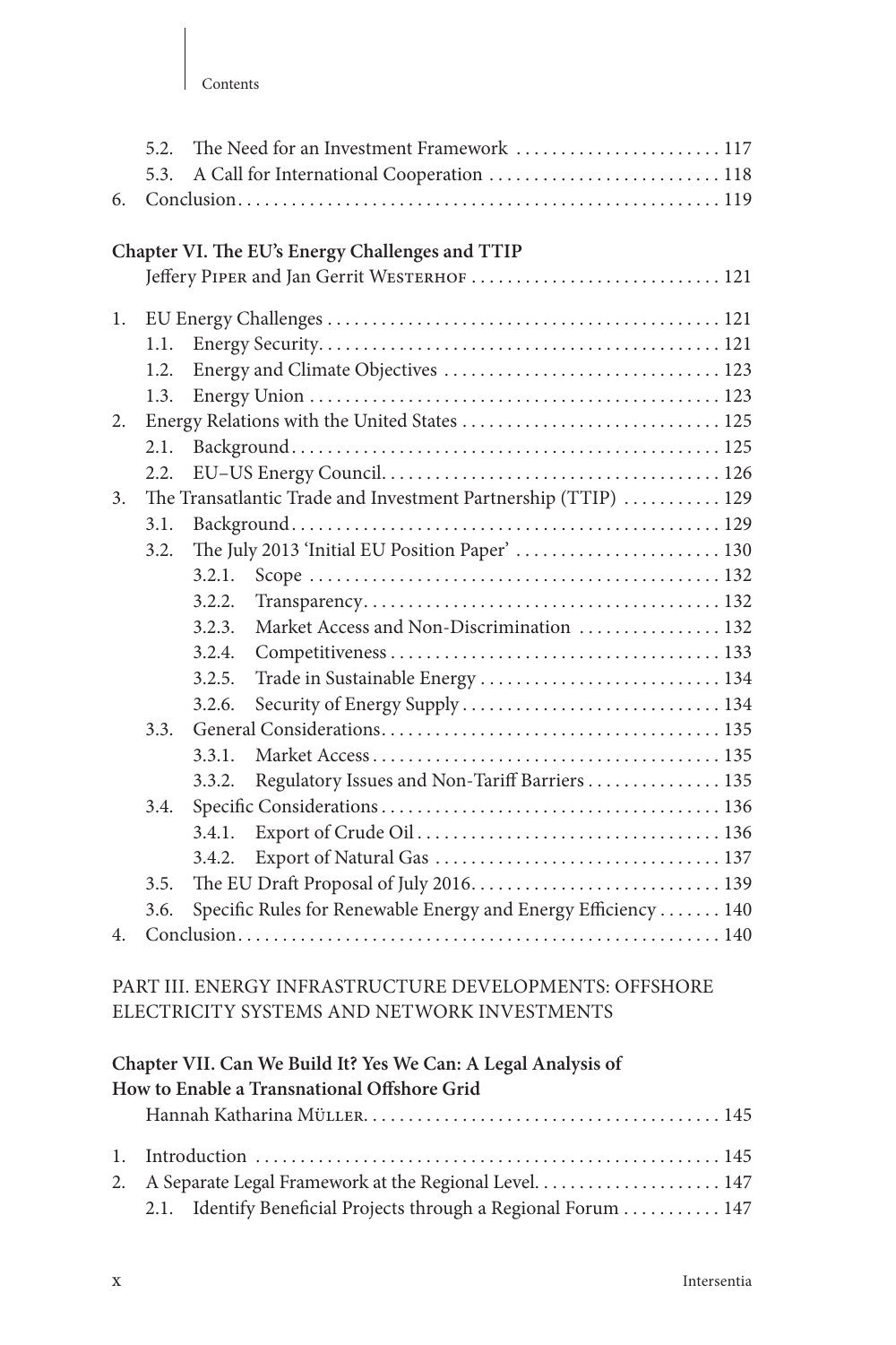5.2. The Need for an Investment Framework ..................... 117
5.3. A Call for International Cooperation ..................... 118
6. Conclusion ..................... 119

**Chapter VI. The EU's Energy Challenges and TTIP**
Jeffery Piper and Jan Gerrit Westerhof ..................... 121

1. EU Energy Challenges ..................... 121
   1.1. Energy Security ..................... 121
   1.2. Energy and Climate Objectives ..................... 123
   1.3. Energy Union ..................... 123
2. Energy Relations with the United States ..................... 125
   2.1. Background ..................... 125
   2.2. EU–US Energy Council ..................... 126
3. The Transatlantic Trade and Investment Partnership (TTIP) ..................... 129
   3.1. Background ..................... 129
   3.2. The July 2013 'Initial EU Position Paper' ..................... 130
      3.2.1. Scope ..................... 132
      3.2.2. Transparency ..................... 132
      3.2.3. Market Access and Non-Discrimination ..................... 132
      3.2.4. Competitiveness ..................... 133
      3.2.5. Trade in Sustainable Energy ..................... 134
      3.2.6. Security of Energy Supply ..................... 134
   3.3. General Considerations ..................... 135
      3.3.1. Market Access ..................... 135
      3.3.2. Regulatory Issues and Non-Tariff Barriers ..................... 135
   3.4. Specific Considerations ..................... 136
      3.4.1. Export of Crude Oil ..................... 136
      3.4.2. Export of Natural Gas ..................... 137
   3.5. The EU Draft Proposal of July 2016 ..................... 139
   3.6. Specific Rules for Renewable Energy and Energy Efficiency ..................... 140
4. Conclusion ..................... 140

PART III. ENERGY INFRASTRUCTURE DEVELOPMENTS: OFFSHORE ELECTRICITY SYSTEMS AND NETWORK INVESTMENTS

**Chapter VII. Can We Build It? Yes We Can: A Legal Analysis of How to Enable a Transnational Offshore Grid**
Hannah Katharina Müller ..................... 145

1. Introduction ..................... 145
2. A Separate Legal Framework at the Regional Level ..................... 147
   2.1. Identify Beneficial Projects through a Regional Forum ..................... 147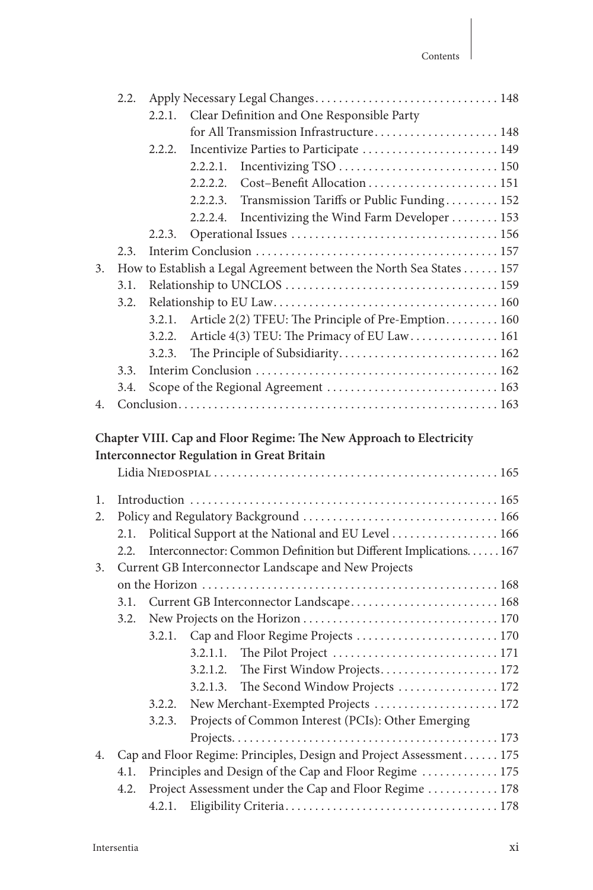2.2. Apply Necessary Legal Changes . . . . . . . . . . . . . . . . . . . . . . . . . . . . . . . 148
  2.2.1. Clear Definition and One Responsible Party for All Transmission Infrastructure . . . . . . . . . . . . . . . . . . . . . 148
  2.2.2. Incentivize Parties to Participate . . . . . . . . . . . . . . . . . . . . . . . 149
    2.2.2.1. Incentivizing TSO . . . . . . . . . . . . . . . . . . . . . . . . . . . 150
    2.2.2.2. Cost–Benefit Allocation . . . . . . . . . . . . . . . . . . . . . . 151
    2.2.2.3. Transmission Tariffs or Public Funding . . . . . . . . . 152
    2.2.2.4. Incentivizing the Wind Farm Developer . . . . . . . . 153
  2.2.3. Operational Issues . . . . . . . . . . . . . . . . . . . . . . . . . . . . . . . . . . 156
2.3. Interim Conclusion . . . . . . . . . . . . . . . . . . . . . . . . . . . . . . . . . . . . . . . . 157
3. How to Establish a Legal Agreement between the North Sea States . . . . . . 157
3.1. Relationship to UNCLOS . . . . . . . . . . . . . . . . . . . . . . . . . . . . . . . . . . . 159
3.2. Relationship to EU Law . . . . . . . . . . . . . . . . . . . . . . . . . . . . . . . . . . . . . 160
  3.2.1. Article 2(2) TFEU: The Principle of Pre-Emption . . . . . . . . . 160
  3.2.2. Article 4(3) TEU: The Primacy of EU Law . . . . . . . . . . . . . . . 161
  3.2.3. The Principle of Subsidiarity . . . . . . . . . . . . . . . . . . . . . . . . . . 162
3.3. Interim Conclusion . . . . . . . . . . . . . . . . . . . . . . . . . . . . . . . . . . . . . . . . 162
3.4. Scope of the Regional Agreement . . . . . . . . . . . . . . . . . . . . . . . . . . . . 163
4. Conclusion . . . . . . . . . . . . . . . . . . . . . . . . . . . . . . . . . . . . . . . . . . . . . . . . . . . . 163

**Chapter VIII. Cap and Floor Regime: The New Approach to Electricity Interconnector Regulation in Great Britain**

Lidia Niedospial . . . . . . . . . . . . . . . . . . . . . . . . . . . . . . . . . . . . . . . . . . . . . . . 165

1. Introduction . . . . . . . . . . . . . . . . . . . . . . . . . . . . . . . . . . . . . . . . . . . . . . . . . . . 165
2. Policy and Regulatory Background . . . . . . . . . . . . . . . . . . . . . . . . . . . . . . . . 166
2.1. Political Support at the National and EU Level . . . . . . . . . . . . . . . . . . 166
2.2. Interconnector: Common Definition but Different Implications . . . . . . 167
3. Current GB Interconnector Landscape and New Projects on the Horizon . . . . . . . . . . . . . . . . . . . . . . . . . . . . . . . . . . . . . . . . . . . . . . . . 168
3.1. Current GB Interconnector Landscape . . . . . . . . . . . . . . . . . . . . . . . . . 168
3.2. New Projects on the Horizon . . . . . . . . . . . . . . . . . . . . . . . . . . . . . . . . 170
  3.2.1. Cap and Floor Regime Projects . . . . . . . . . . . . . . . . . . . . . . . . 170
    3.2.1.1. The Pilot Project . . . . . . . . . . . . . . . . . . . . . . . . . . . . 171
    3.2.1.2. The First Window Projects . . . . . . . . . . . . . . . . . . . . 172
    3.2.1.3. The Second Window Projects . . . . . . . . . . . . . . . . . 172
  3.2.2. New Merchant-Exempted Projects . . . . . . . . . . . . . . . . . . . . . 172
  3.2.3. Projects of Common Interest (PCIs): Other Emerging Projects . . . . . . . . . . . . . . . . . . . . . . . . . . . . . . . . . . . . . . . . . . . . 173
4. Cap and Floor Regime: Principles, Design and Project Assessment . . . . . . 175
4.1. Principles and Design of the Cap and Floor Regime . . . . . . . . . . . . . 175
4.2. Project Assessment under the Cap and Floor Regime . . . . . . . . . . . . 178
  4.2.1. Eligibility Criteria . . . . . . . . . . . . . . . . . . . . . . . . . . . . . . . . . . . 178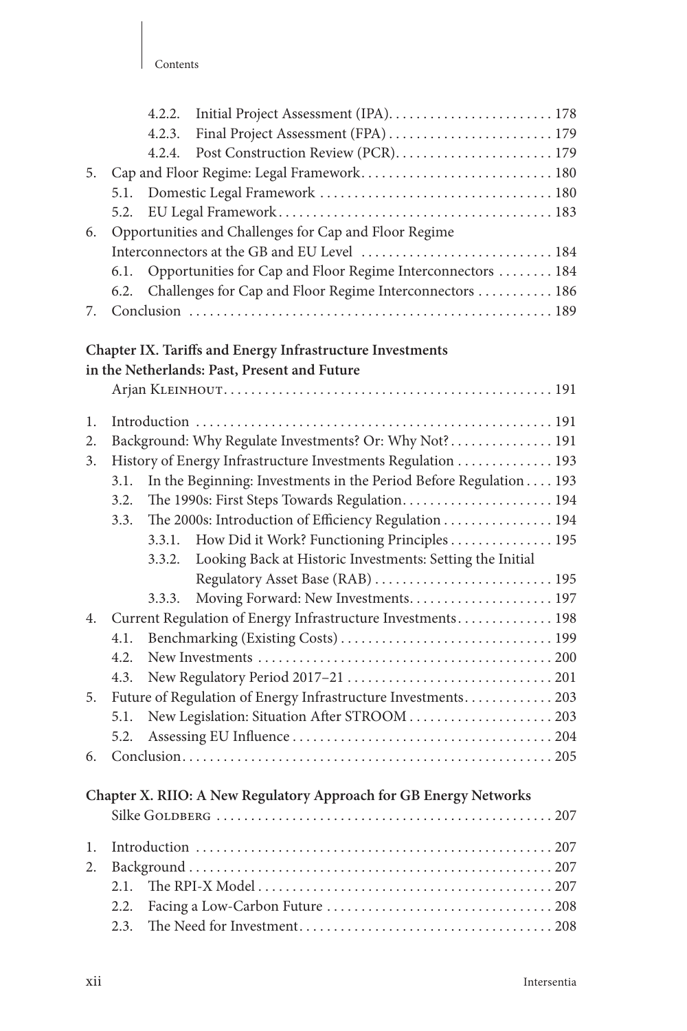4.2.2. Initial Project Assessment (IPA). . . . . . . . . . . . . . . . . . . . . . . . 178
4.2.3. Final Project Assessment (FPA) . . . . . . . . . . . . . . . . . . . . . . . . 179
4.2.4. Post Construction Review (PCR). . . . . . . . . . . . . . . . . . . . . . . 179

5. Cap and Floor Regime: Legal Framework. . . . . . . . . . . . . . . . . . . . . . . . . . . . 180
   5.1. Domestic Legal Framework . . . . . . . . . . . . . . . . . . . . . . . . . . . . . . . . . . 180
   5.2. EU Legal Framework. . . . . . . . . . . . . . . . . . . . . . . . . . . . . . . . . . . . . . . 183
6. Opportunities and Challenges for Cap and Floor Regime Interconnectors at the GB and EU Level . . . . . . . . . . . . . . . . . . . . . . . . . . . 184
   6.1. Opportunities for Cap and Floor Regime Interconnectors . . . . . . . . 184
   6.2. Challenges for Cap and Floor Regime Interconnectors . . . . . . . . . . . 186
7. Conclusion . . . . . . . . . . . . . . . . . . . . . . . . . . . . . . . . . . . . . . . . . . . . . . . . . . . . 189

**Chapter IX. Tariffs and Energy Infrastructure Investments in the Netherlands: Past, Present and Future**
Arjan Kleinhout. . . . . . . . . . . . . . . . . . . . . . . . . . . . . . . . . . . . . . . . . . . . . . . . 191

1. Introduction . . . . . . . . . . . . . . . . . . . . . . . . . . . . . . . . . . . . . . . . . . . . . . . . . . . 191
2. Background: Why Regulate Investments? Or: Why Not? . . . . . . . . . . . . . . . 191
3. History of Energy Infrastructure Investments Regulation . . . . . . . . . . . . . . 193
   3.1. In the Beginning: Investments in the Period Before Regulation . . . . 193
   3.2. The 1990s: First Steps Towards Regulation. . . . . . . . . . . . . . . . . . . . . . 194
   3.3. The 2000s: Introduction of Efficiency Regulation . . . . . . . . . . . . . . . . 194
      3.3.1. How Did it Work? Functioning Principles . . . . . . . . . . . . . . . 195
      3.3.2. Looking Back at Historic Investments: Setting the Initial Regulatory Asset Base (RAB) . . . . . . . . . . . . . . . . . . . . . . . . . . 195
      3.3.3. Moving Forward: New Investments. . . . . . . . . . . . . . . . . . . . . 197
4. Current Regulation of Energy Infrastructure Investments. . . . . . . . . . . . . . 198
   4.1. Benchmarking (Existing Costs) . . . . . . . . . . . . . . . . . . . . . . . . . . . . . . . 199
   4.2. New Investments . . . . . . . . . . . . . . . . . . . . . . . . . . . . . . . . . . . . . . . . . . . 200
   4.3. New Regulatory Period 2017–21 . . . . . . . . . . . . . . . . . . . . . . . . . . . . . . 201
5. Future of Regulation of Energy Infrastructure Investments. . . . . . . . . . . . . 203
   5.1. New Legislation: Situation After STROOM . . . . . . . . . . . . . . . . . . . . . 203
   5.2. Assessing EU Influence . . . . . . . . . . . . . . . . . . . . . . . . . . . . . . . . . . . . . . 204
6. Conclusion. . . . . . . . . . . . . . . . . . . . . . . . . . . . . . . . . . . . . . . . . . . . . . . . . . . . . 205

**Chapter X. RIIO: A New Regulatory Approach for GB Energy Networks**
Silke Goldberg . . . . . . . . . . . . . . . . . . . . . . . . . . . . . . . . . . . . . . . . . . . . . . . . . 207

1. Introduction . . . . . . . . . . . . . . . . . . . . . . . . . . . . . . . . . . . . . . . . . . . . . . . . . . . 207
2. Background . . . . . . . . . . . . . . . . . . . . . . . . . . . . . . . . . . . . . . . . . . . . . . . . . . . . 207
   2.1. The RPI-X Model . . . . . . . . . . . . . . . . . . . . . . . . . . . . . . . . . . . . . . . . . . . 207
   2.2. Facing a Low-Carbon Future . . . . . . . . . . . . . . . . . . . . . . . . . . . . . . . . . 208
   2.3. The Need for Investment. . . . . . . . . . . . . . . . . . . . . . . . . . . . . . . . . . . . . 208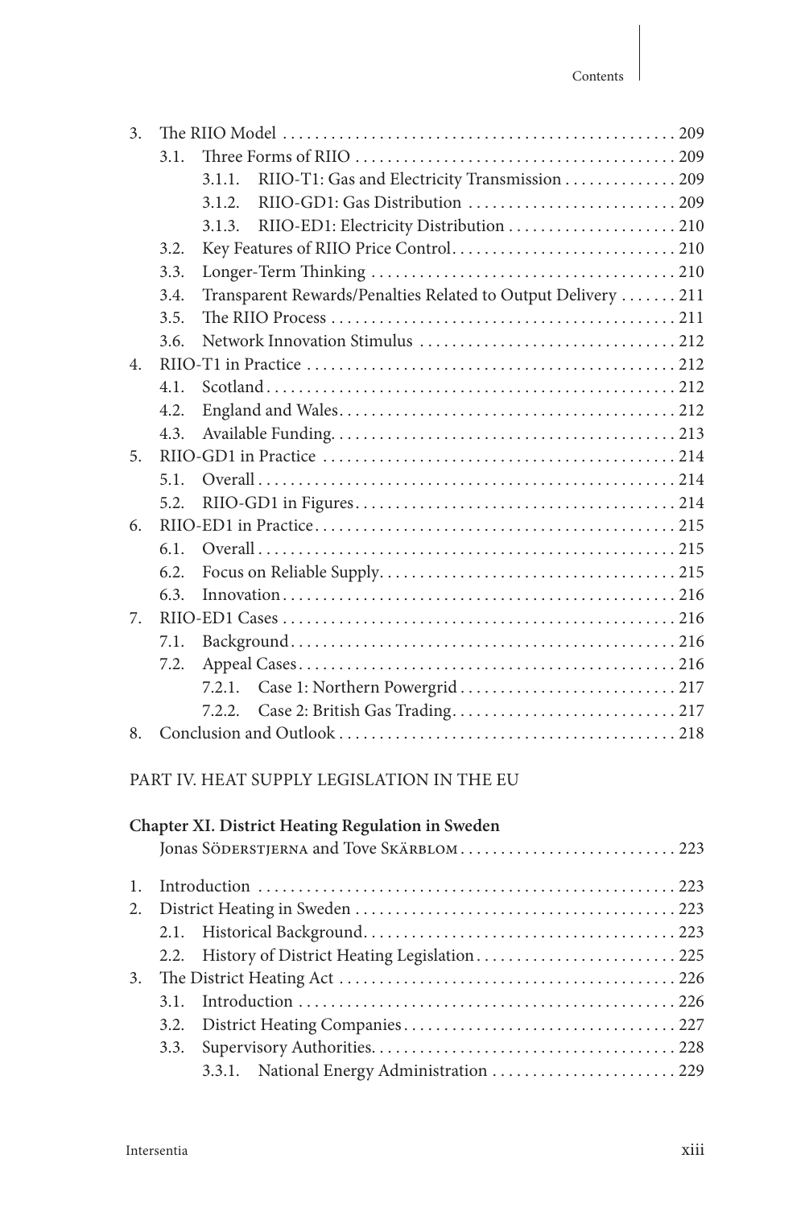3. The RIIO Model ... 209
   3.1. Three Forms of RIIO ... 209
      3.1.1. RIIO-T1: Gas and Electricity Transmission ... 209
      3.1.2. RIIO-GD1: Gas Distribution ... 209
      3.1.3. RIIO-ED1: Electricity Distribution ... 210
   3.2. Key Features of RIIO Price Control ... 210
   3.3. Longer-Term Thinking ... 210
   3.4. Transparent Rewards/Penalties Related to Output Delivery ... 211
   3.5. The RIIO Process ... 211
   3.6. Network Innovation Stimulus ... 212
4. RIIO-T1 in Practice ... 212
   4.1. Scotland ... 212
   4.2. England and Wales ... 212
   4.3. Available Funding ... 213
5. RIIO-GD1 in Practice ... 214
   5.1. Overall ... 214
   5.2. RIIO-GD1 in Figures ... 214
6. RIIO-ED1 in Practice ... 215
   6.1. Overall ... 215
   6.2. Focus on Reliable Supply ... 215
   6.3. Innovation ... 216
7. RIIO-ED1 Cases ... 216
   7.1. Background ... 216
   7.2. Appeal Cases ... 216
      7.2.1. Case 1: Northern Powergrid ... 217
      7.2.2. Case 2: British Gas Trading ... 217
8. Conclusion and Outlook ... 218

## PART IV. HEAT SUPPLY LEGISLATION IN THE EU

**Chapter XI. District Heating Regulation in Sweden**
Jonas Söderstjerna and Tove Skärblom ... 223

1. Introduction ... 223
2. District Heating in Sweden ... 223
   2.1. Historical Background ... 223
   2.2. History of District Heating Legislation ... 225
3. The District Heating Act ... 226
   3.1. Introduction ... 226
   3.2. District Heating Companies ... 227
   3.3. Supervisory Authorities ... 228
      3.3.1. National Energy Administration ... 229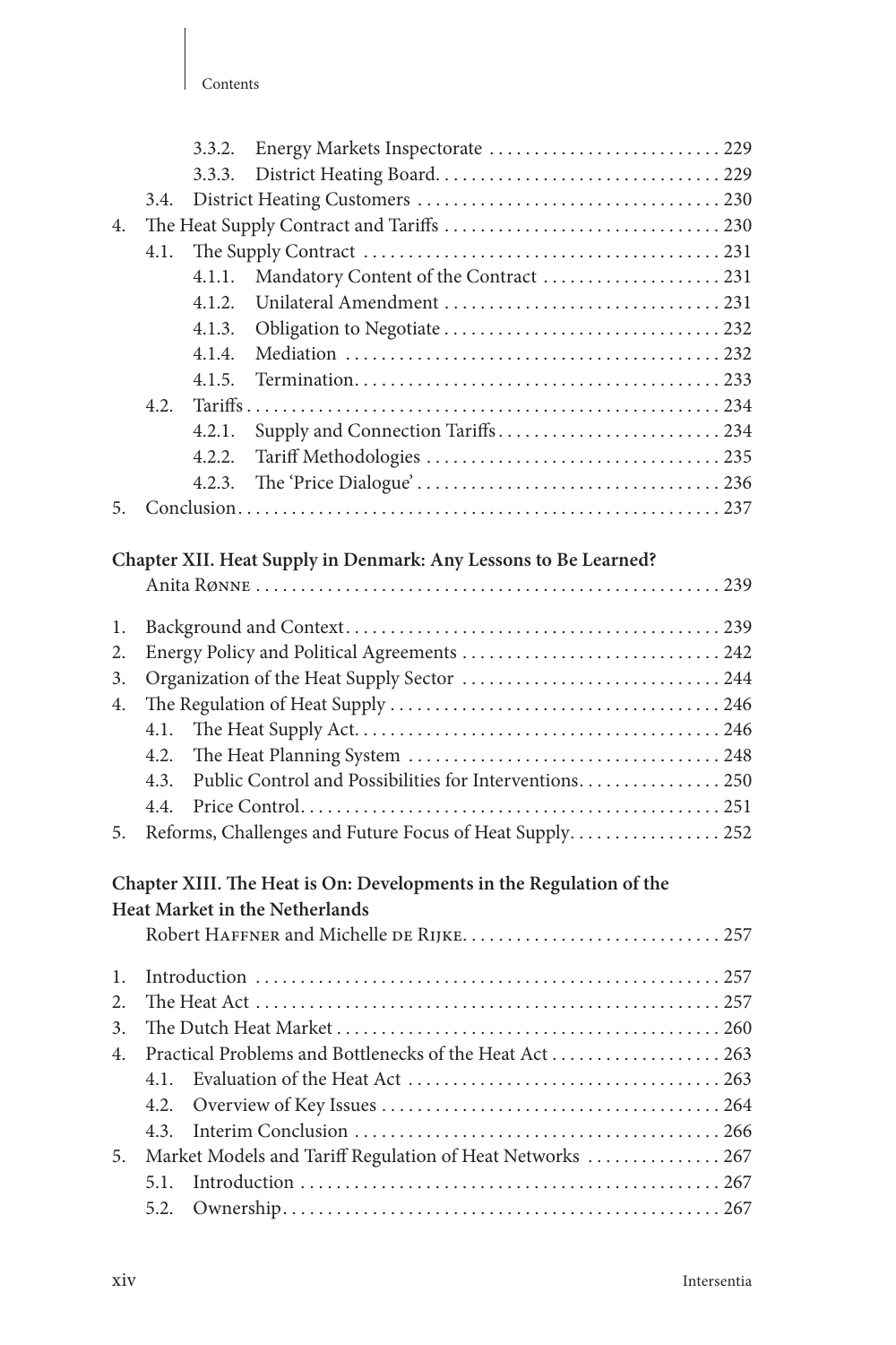3.3.2. Energy Markets Inspectorate . . . . . . . . . . . . . . . . . . . . . . . . . 229
3.3.3. District Heating Board. . . . . . . . . . . . . . . . . . . . . . . . . . . . . . . 229
3.4. District Heating Customers . . . . . . . . . . . . . . . . . . . . . . . . . . . . . . . . . 230
4. The Heat Supply Contract and Tariffs . . . . . . . . . . . . . . . . . . . . . . . . . . . . . . 230
4.1. The Supply Contract . . . . . . . . . . . . . . . . . . . . . . . . . . . . . . . . . . . . . . . 231
4.1.1. Mandatory Content of the Contract . . . . . . . . . . . . . . . . . . . 231
4.1.2. Unilateral Amendment . . . . . . . . . . . . . . . . . . . . . . . . . . . . . . 231
4.1.3. Obligation to Negotiate . . . . . . . . . . . . . . . . . . . . . . . . . . . . . . 232
4.1.4. Mediation . . . . . . . . . . . . . . . . . . . . . . . . . . . . . . . . . . . . . . . . . 232
4.1.5. Termination. . . . . . . . . . . . . . . . . . . . . . . . . . . . . . . . . . . . . . . . 233
4.2. Tariffs . . . . . . . . . . . . . . . . . . . . . . . . . . . . . . . . . . . . . . . . . . . . . . . . . . . 234
4.2.1. Supply and Connection Tariffs . . . . . . . . . . . . . . . . . . . . . . . . 234
4.2.2. Tariff Methodologies . . . . . . . . . . . . . . . . . . . . . . . . . . . . . . . . 235
4.2.3. The 'Price Dialogue' . . . . . . . . . . . . . . . . . . . . . . . . . . . . . . . . . 236
5. Conclusion. . . . . . . . . . . . . . . . . . . . . . . . . . . . . . . . . . . . . . . . . . . . . . . . . . . . . 237

**Chapter XII. Heat Supply in Denmark: Any Lessons to Be Learned?**
Anita Rønne . . . . . . . . . . . . . . . . . . . . . . . . . . . . . . . . . . . . . . . . . . . . . . . . . . . 239

1. Background and Context. . . . . . . . . . . . . . . . . . . . . . . . . . . . . . . . . . . . . . . . . 239
2. Energy Policy and Political Agreements . . . . . . . . . . . . . . . . . . . . . . . . . . . . 242
3. Organization of the Heat Supply Sector . . . . . . . . . . . . . . . . . . . . . . . . . . . . 244
4. The Regulation of Heat Supply . . . . . . . . . . . . . . . . . . . . . . . . . . . . . . . . . . . . 246
4.1. The Heat Supply Act. . . . . . . . . . . . . . . . . . . . . . . . . . . . . . . . . . . . . . . . 246
4.2. The Heat Planning System . . . . . . . . . . . . . . . . . . . . . . . . . . . . . . . . . . 248
4.3. Public Control and Possibilities for Interventions. . . . . . . . . . . . . . . . 250
4.4. Price Control. . . . . . . . . . . . . . . . . . . . . . . . . . . . . . . . . . . . . . . . . . . . . . 251
5. Reforms, Challenges and Future Focus of Heat Supply. . . . . . . . . . . . . . . . . 252

**Chapter XIII. The Heat is On: Developments in the Regulation of the Heat Market in the Netherlands**
Robert Haffner and Michelle de Rijke. . . . . . . . . . . . . . . . . . . . . . . . . . . . . 257

1. Introduction . . . . . . . . . . . . . . . . . . . . . . . . . . . . . . . . . . . . . . . . . . . . . . . . . . . 257
2. The Heat Act . . . . . . . . . . . . . . . . . . . . . . . . . . . . . . . . . . . . . . . . . . . . . . . . . . . 257
3. The Dutch Heat Market . . . . . . . . . . . . . . . . . . . . . . . . . . . . . . . . . . . . . . . . . . 260
4. Practical Problems and Bottlenecks of the Heat Act . . . . . . . . . . . . . . . . . . . 263
4.1. Evaluation of the Heat Act . . . . . . . . . . . . . . . . . . . . . . . . . . . . . . . . . . 263
4.2. Overview of Key Issues . . . . . . . . . . . . . . . . . . . . . . . . . . . . . . . . . . . . . 264
4.3. Interim Conclusion . . . . . . . . . . . . . . . . . . . . . . . . . . . . . . . . . . . . . . . . 266
5. Market Models and Tariff Regulation of Heat Networks . . . . . . . . . . . . . . . 267
5.1. Introduction . . . . . . . . . . . . . . . . . . . . . . . . . . . . . . . . . . . . . . . . . . . . . . 267
5.2. Ownership. . . . . . . . . . . . . . . . . . . . . . . . . . . . . . . . . . . . . . . . . . . . . . . . 267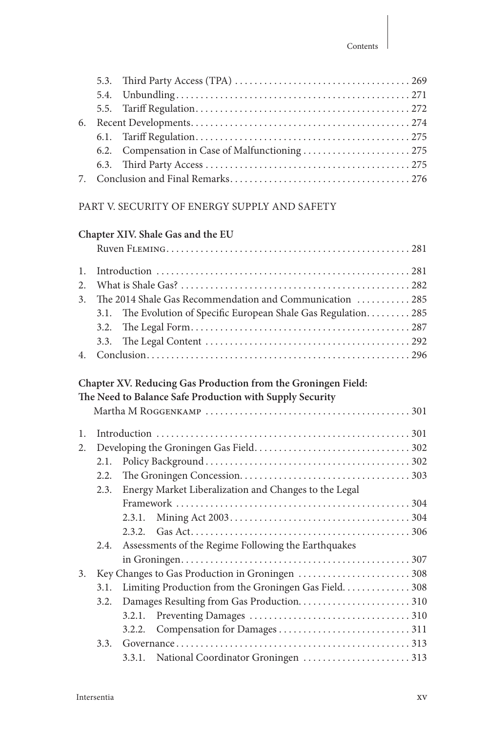5.3. Third Party Access (TPA) . . . . . . . . . . . . . . . . . . . . . . . . . . . . . . . . . . . . 269
5.4. Unbundling . . . . . . . . . . . . . . . . . . . . . . . . . . . . . . . . . . . . . . . . . . . . . . . 271
5.5. Tariff Regulation . . . . . . . . . . . . . . . . . . . . . . . . . . . . . . . . . . . . . . . . . . . 272
6. Recent Developments . . . . . . . . . . . . . . . . . . . . . . . . . . . . . . . . . . . . . . . . . . . 274
6.1. Tariff Regulation . . . . . . . . . . . . . . . . . . . . . . . . . . . . . . . . . . . . . . . . . . . 275
6.2. Compensation in Case of Malfunctioning . . . . . . . . . . . . . . . . . . . . . . 275
6.3. Third Party Access . . . . . . . . . . . . . . . . . . . . . . . . . . . . . . . . . . . . . . . . . . 275
7. Conclusion and Final Remarks . . . . . . . . . . . . . . . . . . . . . . . . . . . . . . . . . . . . 276

PART V. SECURITY OF ENERGY SUPPLY AND SAFETY

**Chapter XIV. Shale Gas and the EU**
Ruven Fleming . . . . . . . . . . . . . . . . . . . . . . . . . . . . . . . . . . . . . . . . . . . . . . . . . 281

1. Introduction . . . . . . . . . . . . . . . . . . . . . . . . . . . . . . . . . . . . . . . . . . . . . . . . . . . 281
2. What is Shale Gas? . . . . . . . . . . . . . . . . . . . . . . . . . . . . . . . . . . . . . . . . . . . . . . 282
3. The 2014 Shale Gas Recommendation and Communication . . . . . . . . . . . 285
3.1. The Evolution of Specific European Shale Gas Regulation . . . . . . . . . 285
3.2. The Legal Form . . . . . . . . . . . . . . . . . . . . . . . . . . . . . . . . . . . . . . . . . . . . 287
3.3. The Legal Content . . . . . . . . . . . . . . . . . . . . . . . . . . . . . . . . . . . . . . . . . . 292
4. Conclusion . . . . . . . . . . . . . . . . . . . . . . . . . . . . . . . . . . . . . . . . . . . . . . . . . . . . . 296

**Chapter XV. Reducing Gas Production from the Groningen Field: The Need to Balance Safe Production with Supply Security**
Martha M Roggenkamp . . . . . . . . . . . . . . . . . . . . . . . . . . . . . . . . . . . . . . . . . . 301

1. Introduction . . . . . . . . . . . . . . . . . . . . . . . . . . . . . . . . . . . . . . . . . . . . . . . . . . . 301
2. Developing the Groningen Gas Field . . . . . . . . . . . . . . . . . . . . . . . . . . . . . . . 302
2.1. Policy Background . . . . . . . . . . . . . . . . . . . . . . . . . . . . . . . . . . . . . . . . . . 302
2.2. The Groningen Concession . . . . . . . . . . . . . . . . . . . . . . . . . . . . . . . . . . . 303
2.3. Energy Market Liberalization and Changes to the Legal Framework . . . . . . . . . . . . . . . . . . . . . . . . . . . . . . . . . . . . . . . . . . . . . . . . 304
2.3.1. Mining Act 2003 . . . . . . . . . . . . . . . . . . . . . . . . . . . . . . . . . . . . . 304
2.3.2. Gas Act . . . . . . . . . . . . . . . . . . . . . . . . . . . . . . . . . . . . . . . . . . . . 306
2.4. Assessments of the Regime Following the Earthquakes in Groningen . . . . . . . . . . . . . . . . . . . . . . . . . . . . . . . . . . . . . . . . . . . . . . 307
3. Key Changes to Gas Production in Groningen . . . . . . . . . . . . . . . . . . . . . . . 308
3.1. Limiting Production from the Groningen Gas Field . . . . . . . . . . . . . 308
3.2. Damages Resulting from Gas Production . . . . . . . . . . . . . . . . . . . . . . . 310
3.2.1. Preventing Damages . . . . . . . . . . . . . . . . . . . . . . . . . . . . . . . . . 310
3.2.2. Compensation for Damages . . . . . . . . . . . . . . . . . . . . . . . . . . . 311
3.3. Governance . . . . . . . . . . . . . . . . . . . . . . . . . . . . . . . . . . . . . . . . . . . . . . . . 313
3.3.1. National Coordinator Groningen . . . . . . . . . . . . . . . . . . . . . . 313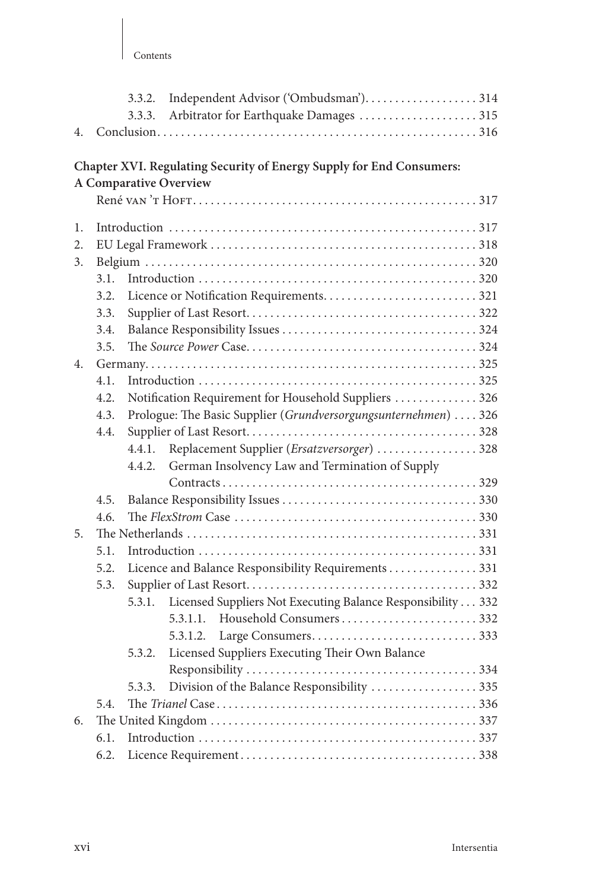3.3.2. Independent Advisor ('Ombudsman') . . . . . . . . . . . . . . . . . . . 314
3.3.3. Arbitrator for Earthquake Damages . . . . . . . . . . . . . . . . . . . . 315
4. Conclusion . . . . . . . . . . . . . . . . . . . . . . . . . . . . . . . . . . . . . . . . . . . . . . . . . . . . . 316

**Chapter XVI. Regulating Security of Energy Supply for End Consumers: A Comparative Overview**
René van 't Hoft . . . . . . . . . . . . . . . . . . . . . . . . . . . . . . . . . . . . . . . . . . . . . . . . 317

1. Introduction . . . . . . . . . . . . . . . . . . . . . . . . . . . . . . . . . . . . . . . . . . . . . . . . . . . . 317
2. EU Legal Framework . . . . . . . . . . . . . . . . . . . . . . . . . . . . . . . . . . . . . . . . . . . . . 318
3. Belgium . . . . . . . . . . . . . . . . . . . . . . . . . . . . . . . . . . . . . . . . . . . . . . . . . . . . . . . . 320
   3.1. Introduction . . . . . . . . . . . . . . . . . . . . . . . . . . . . . . . . . . . . . . . . . . . . . . . 320
   3.2. Licence or Notification Requirements . . . . . . . . . . . . . . . . . . . . . . . . . . 321
   3.3. Supplier of Last Resort . . . . . . . . . . . . . . . . . . . . . . . . . . . . . . . . . . . . . . . 322
   3.4. Balance Responsibility Issues . . . . . . . . . . . . . . . . . . . . . . . . . . . . . . . . . 324
   3.5. The *Source Power* Case . . . . . . . . . . . . . . . . . . . . . . . . . . . . . . . . . . . . . . . 324
4. Germany . . . . . . . . . . . . . . . . . . . . . . . . . . . . . . . . . . . . . . . . . . . . . . . . . . . . . . . 325
   4.1. Introduction . . . . . . . . . . . . . . . . . . . . . . . . . . . . . . . . . . . . . . . . . . . . . . . 325
   4.2. Notification Requirement for Household Suppliers . . . . . . . . . . . . . . 326
   4.3. Prologue: The Basic Supplier (*Grundversorgungsunternehmen*) . . . . 326
   4.4. Supplier of Last Resort . . . . . . . . . . . . . . . . . . . . . . . . . . . . . . . . . . . . . . . 328
      4.4.1. Replacement Supplier (*Ersatzversorger*) . . . . . . . . . . . . . . . . . 328
      4.4.2. German Insolvency Law and Termination of Supply Contracts . . . . . . . . . . . . . . . . . . . . . . . . . . . . . . . . . . . . . . . . . . . . 329
   4.5. Balance Responsibility Issues . . . . . . . . . . . . . . . . . . . . . . . . . . . . . . . . . 330
   4.6. The *FlexStrom* Case . . . . . . . . . . . . . . . . . . . . . . . . . . . . . . . . . . . . . . . . . 330
5. The Netherlands . . . . . . . . . . . . . . . . . . . . . . . . . . . . . . . . . . . . . . . . . . . . . . . . . 331
   5.1. Introduction . . . . . . . . . . . . . . . . . . . . . . . . . . . . . . . . . . . . . . . . . . . . . . . 331
   5.2. Licence and Balance Responsibility Requirements . . . . . . . . . . . . . . . 331
   5.3. Supplier of Last Resort . . . . . . . . . . . . . . . . . . . . . . . . . . . . . . . . . . . . . . . 332
      5.3.1. Licensed Suppliers Not Executing Balance Responsibility . . . 332
         5.3.1.1. Household Consumers . . . . . . . . . . . . . . . . . . . . . . . 332
         5.3.1.2. Large Consumers . . . . . . . . . . . . . . . . . . . . . . . . . . . . 333
      5.3.2. Licensed Suppliers Executing Their Own Balance Responsibility . . . . . . . . . . . . . . . . . . . . . . . . . . . . . . . . . . . . . . . 334
      5.3.3. Division of the Balance Responsibility . . . . . . . . . . . . . . . . . . 335
   5.4. The *Trianel* Case . . . . . . . . . . . . . . . . . . . . . . . . . . . . . . . . . . . . . . . . . . . . 336
6. The United Kingdom . . . . . . . . . . . . . . . . . . . . . . . . . . . . . . . . . . . . . . . . . . . . . 337
   6.1. Introduction . . . . . . . . . . . . . . . . . . . . . . . . . . . . . . . . . . . . . . . . . . . . . . . 337
   6.2. Licence Requirement . . . . . . . . . . . . . . . . . . . . . . . . . . . . . . . . . . . . . . . . 338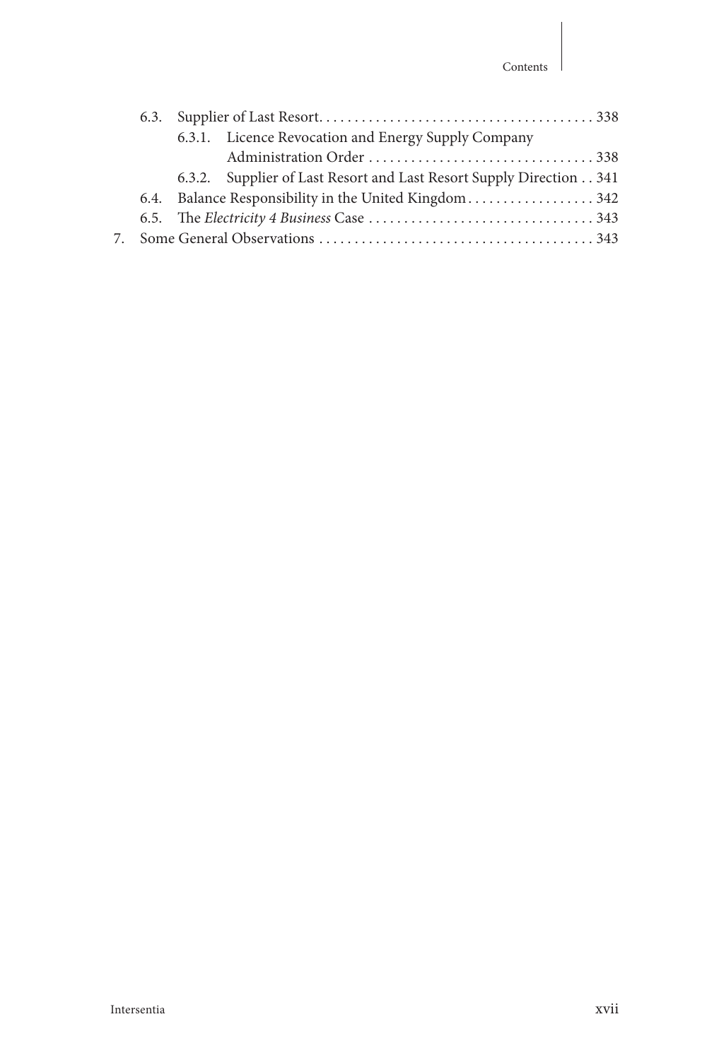6.3. Supplier of Last Resort . . . . . . . . . . . . . . . . . . . . . . . . . . . . . . . . . . . . . . 338

6.3.1. Licence Revocation and Energy Supply Company Administration Order . . . . . . . . . . . . . . . . . . . . . . . . . . . . . . . 338

6.3.2. Supplier of Last Resort and Last Resort Supply Direction . . 341

6.4. Balance Responsibility in the United Kingdom . . . . . . . . . . . . . . . . . . 342

6.5. The *Electricity 4 Business* Case . . . . . . . . . . . . . . . . . . . . . . . . . . . . . . . 343

7. Some General Observations . . . . . . . . . . . . . . . . . . . . . . . . . . . . . . . . . . . . . . 343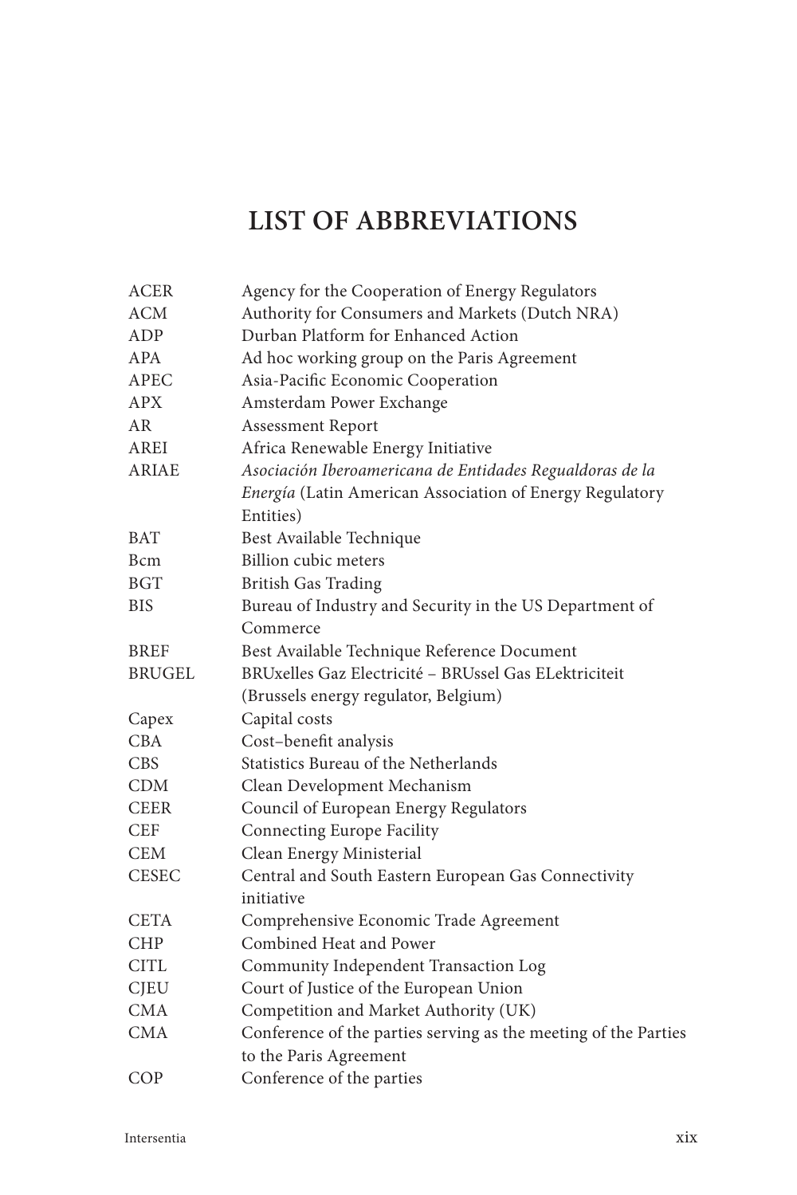# LIST OF ABBREVIATIONS

| | |
|---|---|
| ACER | Agency for the Cooperation of Energy Regulators |
| ACM | Authority for Consumers and Markets (Dutch NRA) |
| ADP | Durban Platform for Enhanced Action |
| APA | Ad hoc working group on the Paris Agreement |
| APEC | Asia-Pacific Economic Cooperation |
| APX | Amsterdam Power Exchange |
| AR | Assessment Report |
| AREI | Africa Renewable Energy Initiative |
| ARIAE | *Asociación Iberoamericana de Entidades Regualdoras de la Energía* (Latin American Association of Energy Regulatory Entities) |
| BAT | Best Available Technique |
| Bcm | Billion cubic meters |
| BGT | British Gas Trading |
| BIS | Bureau of Industry and Security in the US Department of Commerce |
| BREF | Best Available Technique Reference Document |
| BRUGEL | BRUxelles Gaz Electricité – BRUssel Gas ELektriciteit (Brussels energy regulator, Belgium) |
| Capex | Capital costs |
| CBA | Cost–benefit analysis |
| CBS | Statistics Bureau of the Netherlands |
| CDM | Clean Development Mechanism |
| CEER | Council of European Energy Regulators |
| CEF | Connecting Europe Facility |
| CEM | Clean Energy Ministerial |
| CESEC | Central and South Eastern European Gas Connectivity initiative |
| CETA | Comprehensive Economic Trade Agreement |
| CHP | Combined Heat and Power |
| CITL | Community Independent Transaction Log |
| CJEU | Court of Justice of the European Union |
| CMA | Competition and Market Authority (UK) |
| CMA | Conference of the parties serving as the meeting of the Parties to the Paris Agreement |
| COP | Conference of the parties |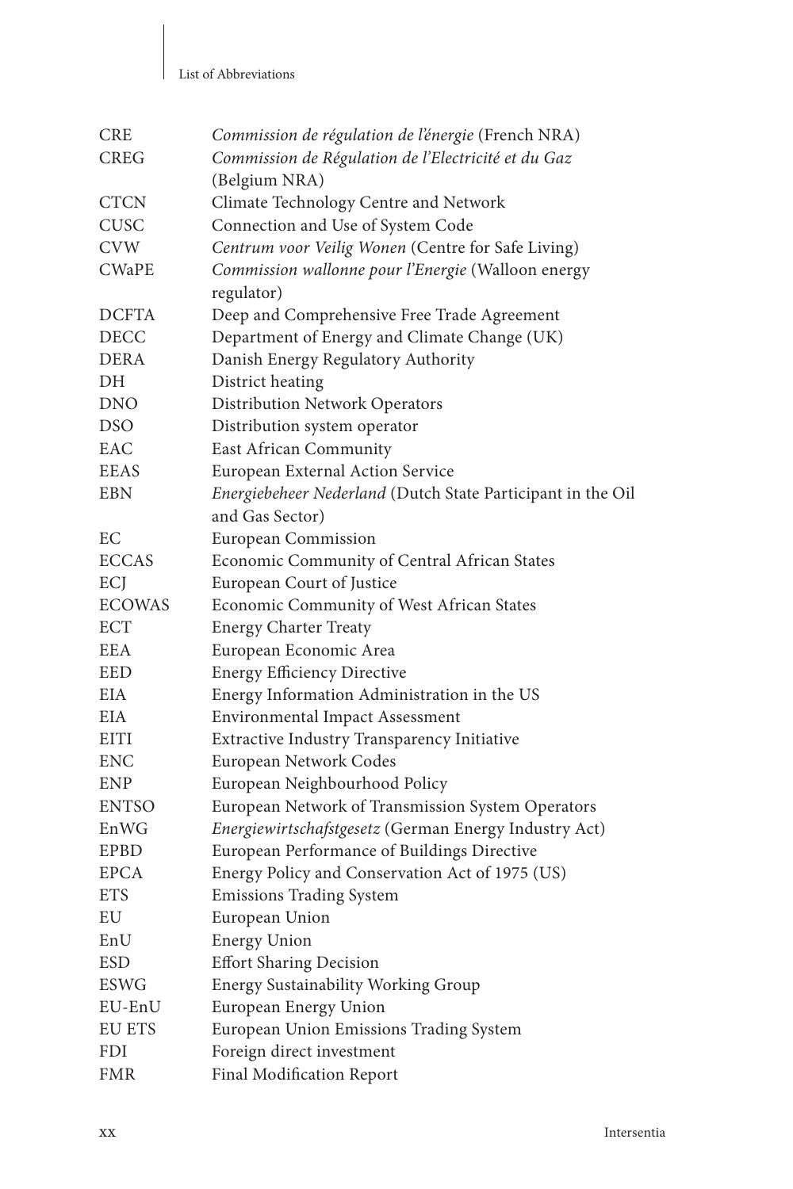| | |
|---|---|
| CRE | *Commission de régulation de l'énergie* (French NRA) |
| CREG | *Commission de Régulation de l'Electricité et du Gaz* (Belgium NRA) |
| CTCN | Climate Technology Centre and Network |
| CUSC | Connection and Use of System Code |
| CVW | *Centrum voor Veilig Wonen* (Centre for Safe Living) |
| CWaPE | *Commission wallonne pour l'Energie* (Walloon energy regulator) |
| DCFTA | Deep and Comprehensive Free Trade Agreement |
| DECC | Department of Energy and Climate Change (UK) |
| DERA | Danish Energy Regulatory Authority |
| DH | District heating |
| DNO | Distribution Network Operators |
| DSO | Distribution system operator |
| EAC | East African Community |
| EEAS | European External Action Service |
| EBN | *Energiebeheer Nederland* (Dutch State Participant in the Oil and Gas Sector) |
| EC | European Commission |
| ECCAS | Economic Community of Central African States |
| ECJ | European Court of Justice |
| ECOWAS | Economic Community of West African States |
| ECT | Energy Charter Treaty |
| EEA | European Economic Area |
| EED | Energy Efficiency Directive |
| EIA | Energy Information Administration in the US |
| EIA | Environmental Impact Assessment |
| EITI | Extractive Industry Transparency Initiative |
| ENC | European Network Codes |
| ENP | European Neighbourhood Policy |
| ENTSO | European Network of Transmission System Operators |
| EnWG | *Energiewirtschaftsgesetz* (German Energy Industry Act) |
| EPBD | European Performance of Buildings Directive |
| EPCA | Energy Policy and Conservation Act of 1975 (US) |
| ETS | Emissions Trading System |
| EU | European Union |
| EnU | Energy Union |
| ESD | Effort Sharing Decision |
| ESWG | Energy Sustainability Working Group |
| EU-EnU | European Energy Union |
| EU ETS | European Union Emissions Trading System |
| FDI | Foreign direct investment |
| FMR | Final Modification Report |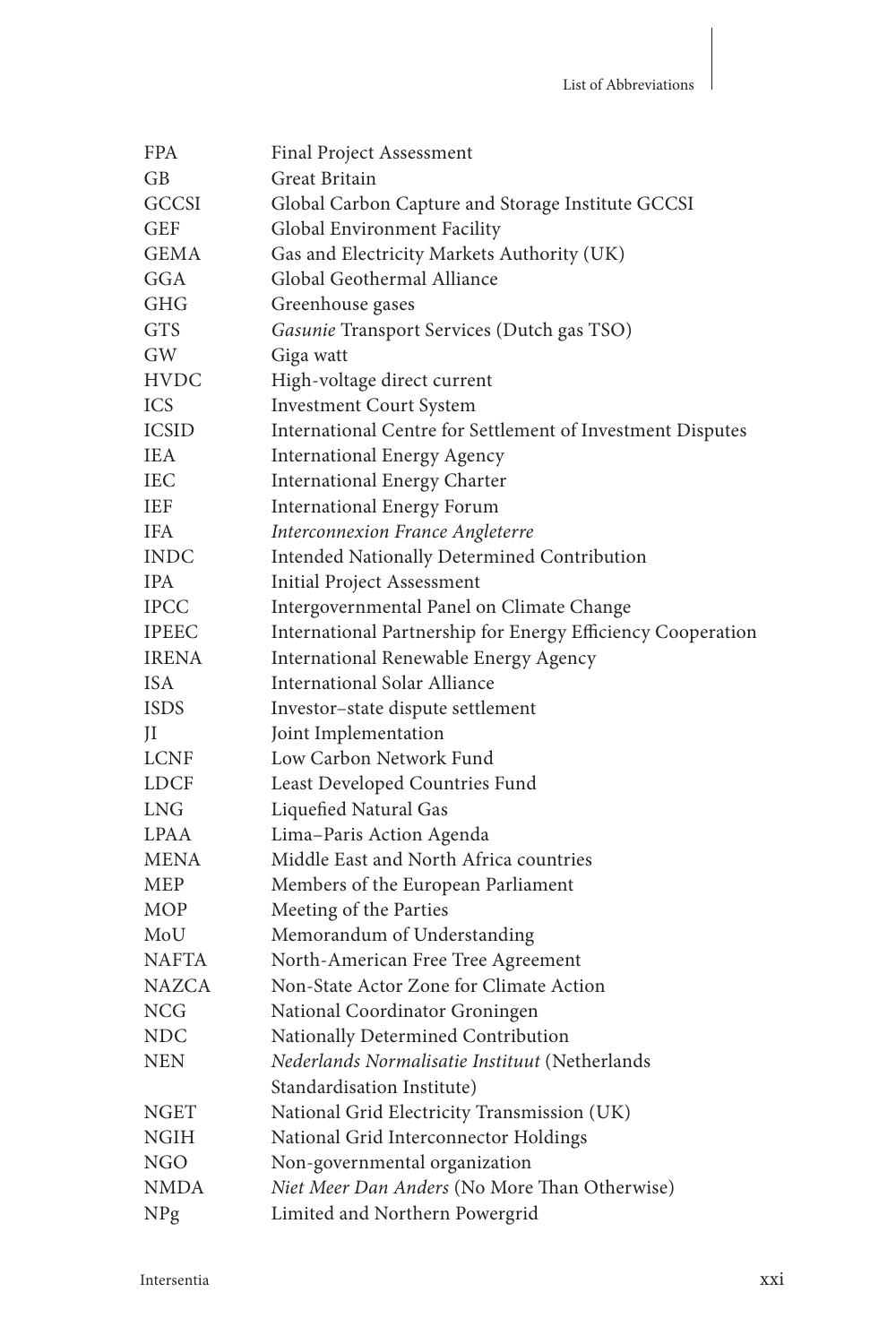| | |
|---|---|
| FPA | Final Project Assessment |
| GB | Great Britain |
| GCCSI | Global Carbon Capture and Storage Institute GCCSI |
| GEF | Global Environment Facility |
| GEMA | Gas and Electricity Markets Authority (UK) |
| GGA | Global Geothermal Alliance |
| GHG | Greenhouse gases |
| GTS | *Gasunie* Transport Services (Dutch gas TSO) |
| GW | Giga watt |
| HVDC | High-voltage direct current |
| ICS | Investment Court System |
| ICSID | International Centre for Settlement of Investment Disputes |
| IEA | International Energy Agency |
| IEC | International Energy Charter |
| IEF | International Energy Forum |
| IFA | *Interconnexion France Angleterre* |
| INDC | Intended Nationally Determined Contribution |
| IPA | Initial Project Assessment |
| IPCC | Intergovernmental Panel on Climate Change |
| IPEEC | International Partnership for Energy Efficiency Cooperation |
| IRENA | International Renewable Energy Agency |
| ISA | International Solar Alliance |
| ISDS | Investor–state dispute settlement |
| JI | Joint Implementation |
| LCNF | Low Carbon Network Fund |
| LDCF | Least Developed Countries Fund |
| LNG | Liquefied Natural Gas |
| LPAA | Lima–Paris Action Agenda |
| MENA | Middle East and North Africa countries |
| MEP | Members of the European Parliament |
| MOP | Meeting of the Parties |
| MoU | Memorandum of Understanding |
| NAFTA | North-American Free Tree Agreement |
| NAZCA | Non-State Actor Zone for Climate Action |
| NCG | National Coordinator Groningen |
| NDC | Nationally Determined Contribution |
| NEN | *Nederlands Normalisatie Instituut* (Netherlands Standardisation Institute) |
| NGET | National Grid Electricity Transmission (UK) |
| NGIH | National Grid Interconnector Holdings |
| NGO | Non-governmental organization |
| NMDA | *Niet Meer Dan Anders* (No More Than Otherwise) |
| NPg | Limited and Northern Powergrid |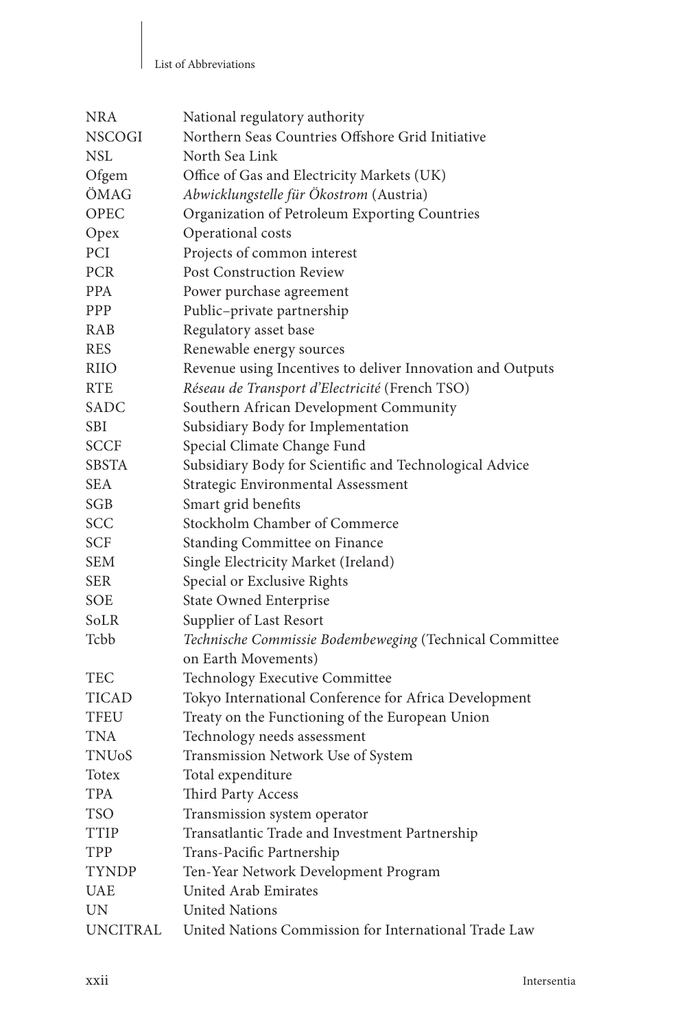| | |
|---|---|
| NRA | National regulatory authority |
| NSCOGI | Northern Seas Countries Offshore Grid Initiative |
| NSL | North Sea Link |
| Ofgem | Office of Gas and Electricity Markets (UK) |
| ÖMAG | *Abwicklungstelle für Ökostrom* (Austria) |
| OPEC | Organization of Petroleum Exporting Countries |
| Opex | Operational costs |
| PCI | Projects of common interest |
| PCR | Post Construction Review |
| PPA | Power purchase agreement |
| PPP | Public–private partnership |
| RAB | Regulatory asset base |
| RES | Renewable energy sources |
| RIIO | Revenue using Incentives to deliver Innovation and Outputs |
| RTE | *Réseau de Transport d'Electricité* (French TSO) |
| SADC | Southern African Development Community |
| SBI | Subsidiary Body for Implementation |
| SCCF | Special Climate Change Fund |
| SBSTA | Subsidiary Body for Scientific and Technological Advice |
| SEA | Strategic Environmental Assessment |
| SGB | Smart grid benefits |
| SCC | Stockholm Chamber of Commerce |
| SCF | Standing Committee on Finance |
| SEM | Single Electricity Market (Ireland) |
| SER | Special or Exclusive Rights |
| SOE | State Owned Enterprise |
| SoLR | Supplier of Last Resort |
| Tcbb | *Technische Commissie Bodembeweging* (Technical Committee on Earth Movements) |
| TEC | Technology Executive Committee |
| TICAD | Tokyo International Conference for Africa Development |
| TFEU | Treaty on the Functioning of the European Union |
| TNA | Technology needs assessment |
| TNUoS | Transmission Network Use of System |
| Totex | Total expenditure |
| TPA | Third Party Access |
| TSO | Transmission system operator |
| TTIP | Transatlantic Trade and Investment Partnership |
| TPP | Trans-Pacific Partnership |
| TYNDP | Ten-Year Network Development Program |
| UAE | United Arab Emirates |
| UN | United Nations |
| UNCITRAL | United Nations Commission for International Trade Law |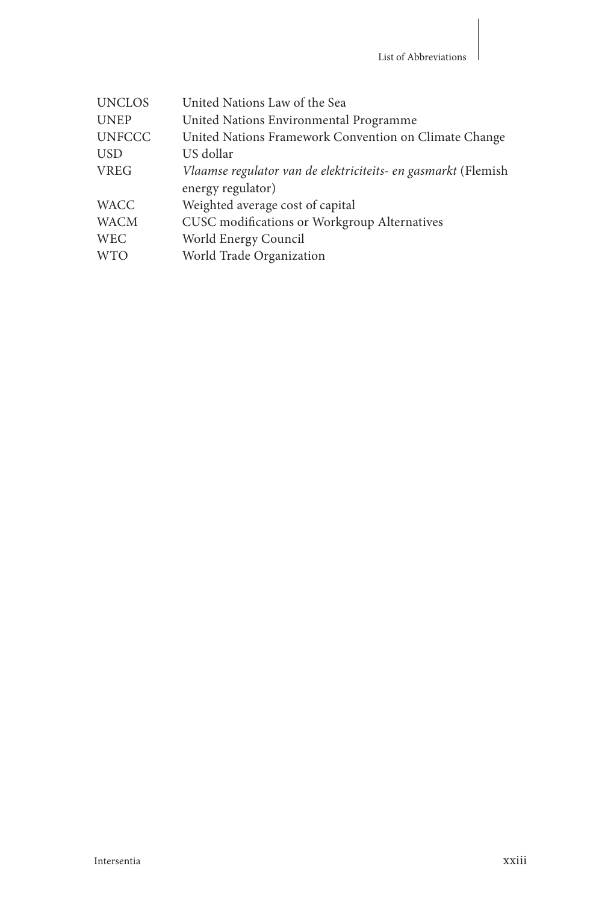| | |
|---|---|
| UNCLOS | United Nations Law of the Sea |
| UNEP | United Nations Environmental Programme |
| UNFCCC | United Nations Framework Convention on Climate Change |
| USD | US dollar |
| VREG | *Vlaamse regulator van de elektriciteits- en gasmarkt* (Flemish energy regulator) |
| WACC | Weighted average cost of capital |
| WACM | CUSC modifications or Workgroup Alternatives |
| WEC | World Energy Council |
| WTO | World Trade Organization |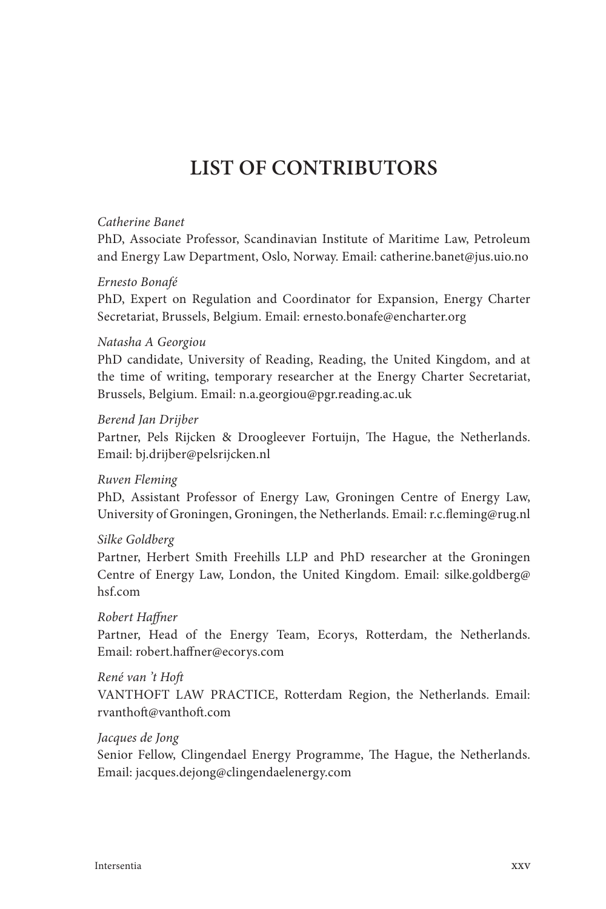# LIST OF CONTRIBUTORS

*Catherine Banet*
PhD, Associate Professor, Scandinavian Institute of Maritime Law, Petroleum and Energy Law Department, Oslo, Norway. Email: catherine.banet@jus.uio.no

*Ernesto Bonafé*
PhD, Expert on Regulation and Coordinator for Expansion, Energy Charter Secretariat, Brussels, Belgium. Email: ernesto.bonafe@encharter.org

*Natasha A Georgiou*
PhD candidate, University of Reading, Reading, the United Kingdom, and at the time of writing, temporary researcher at the Energy Charter Secretariat, Brussels, Belgium. Email: n.a.georgiou@pgr.reading.ac.uk

*Berend Jan Drijber*
Partner, Pels Rijcken & Droogleever Fortuijn, The Hague, the Netherlands. Email: bj.drijber@pelsrijcken.nl

*Ruven Fleming*
PhD, Assistant Professor of Energy Law, Groningen Centre of Energy Law, University of Groningen, Groningen, the Netherlands. Email: r.c.fleming@rug.nl

*Silke Goldberg*
Partner, Herbert Smith Freehills LLP and PhD researcher at the Groningen Centre of Energy Law, London, the United Kingdom. Email: silke.goldberg@hsf.com

*Robert Haffner*
Partner, Head of the Energy Team, Ecorys, Rotterdam, the Netherlands. Email: robert.haffner@ecorys.com

*René van 't Hoft*
VANTHOFT LAW PRACTICE, Rotterdam Region, the Netherlands. Email: rvanthoft@vanthoft.com

*Jacques de Jong*
Senior Fellow, Clingendael Energy Programme, The Hague, the Netherlands. Email: jacques.dejong@clingendaelenergy.com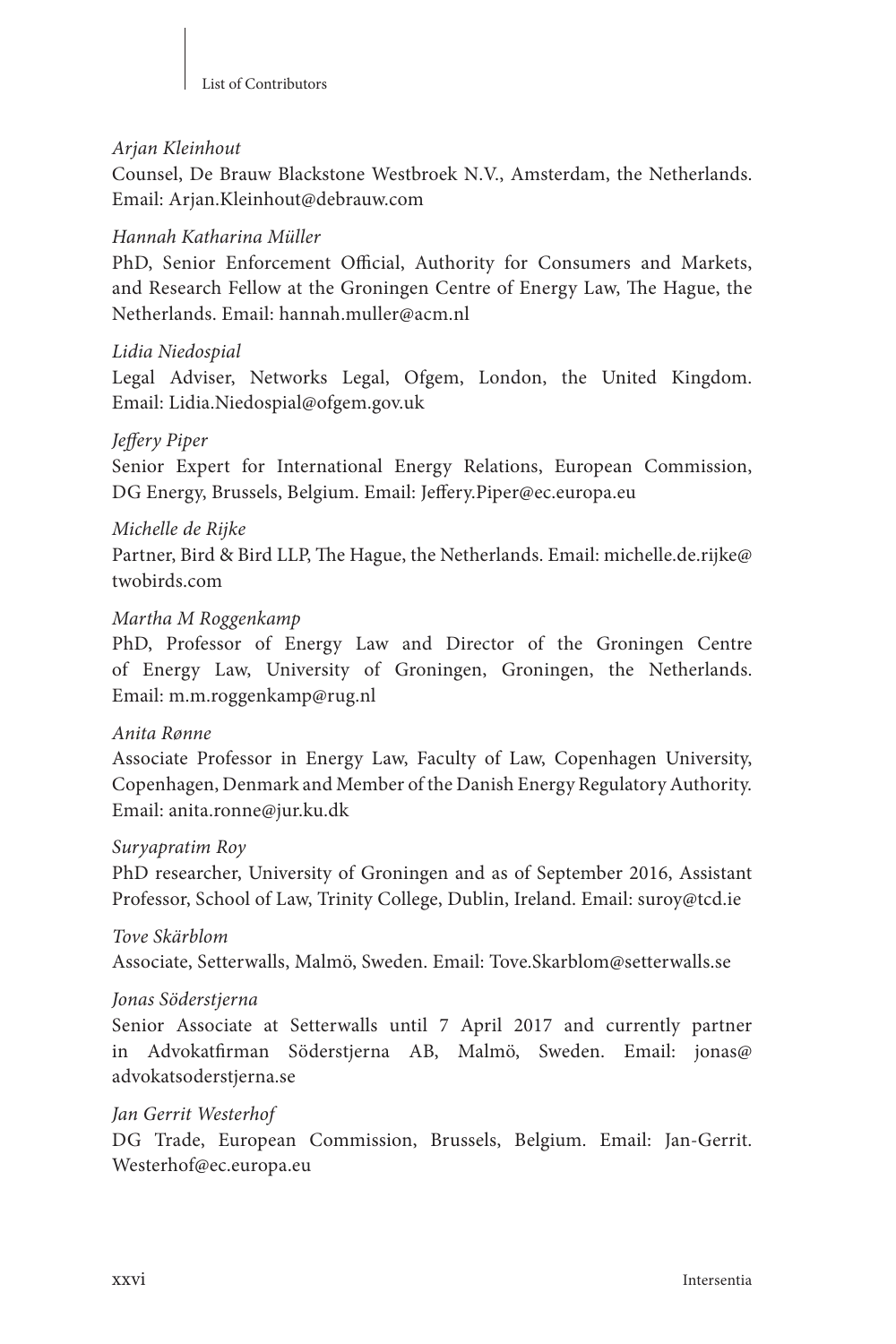*Arjan Kleinhout*
Counsel, De Brauw Blackstone Westbroek N.V., Amsterdam, the Netherlands. Email: Arjan.Kleinhout@debrauw.com

*Hannah Katharina Müller*
PhD, Senior Enforcement Official, Authority for Consumers and Markets, and Research Fellow at the Groningen Centre of Energy Law, The Hague, the Netherlands. Email: hannah.muller@acm.nl

*Lidia Niedospial*
Legal Adviser, Networks Legal, Ofgem, London, the United Kingdom. Email: Lidia.Niedospial@ofgem.gov.uk

*Jeffery Piper*
Senior Expert for International Energy Relations, European Commission, DG Energy, Brussels, Belgium. Email: Jeffery.Piper@ec.europa.eu

*Michelle de Rijke*
Partner, Bird & Bird LLP, The Hague, the Netherlands. Email: michelle.de.rijke@twobirds.com

*Martha M Roggenkamp*
PhD, Professor of Energy Law and Director of the Groningen Centre of Energy Law, University of Groningen, Groningen, the Netherlands. Email: m.m.roggenkamp@rug.nl

*Anita Rønne*
Associate Professor in Energy Law, Faculty of Law, Copenhagen University, Copenhagen, Denmark and Member of the Danish Energy Regulatory Authority. Email: anita.ronne@jur.ku.dk

*Suryapratim Roy*
PhD researcher, University of Groningen and as of September 2016, Assistant Professor, School of Law, Trinity College, Dublin, Ireland. Email: suroy@tcd.ie

*Tove Skärblom*
Associate, Setterwalls, Malmö, Sweden. Email: Tove.Skarblom@setterwalls.se

*Jonas Söderstjerna*
Senior Associate at Setterwalls until 7 April 2017 and currently partner in Advokatfirman Söderstjerna AB, Malmö, Sweden. Email: jonas@advokatsoderstjerna.se

*Jan Gerrit Westerhof*
DG Trade, European Commission, Brussels, Belgium. Email: Jan-Gerrit.Westerhof@ec.europa.eu